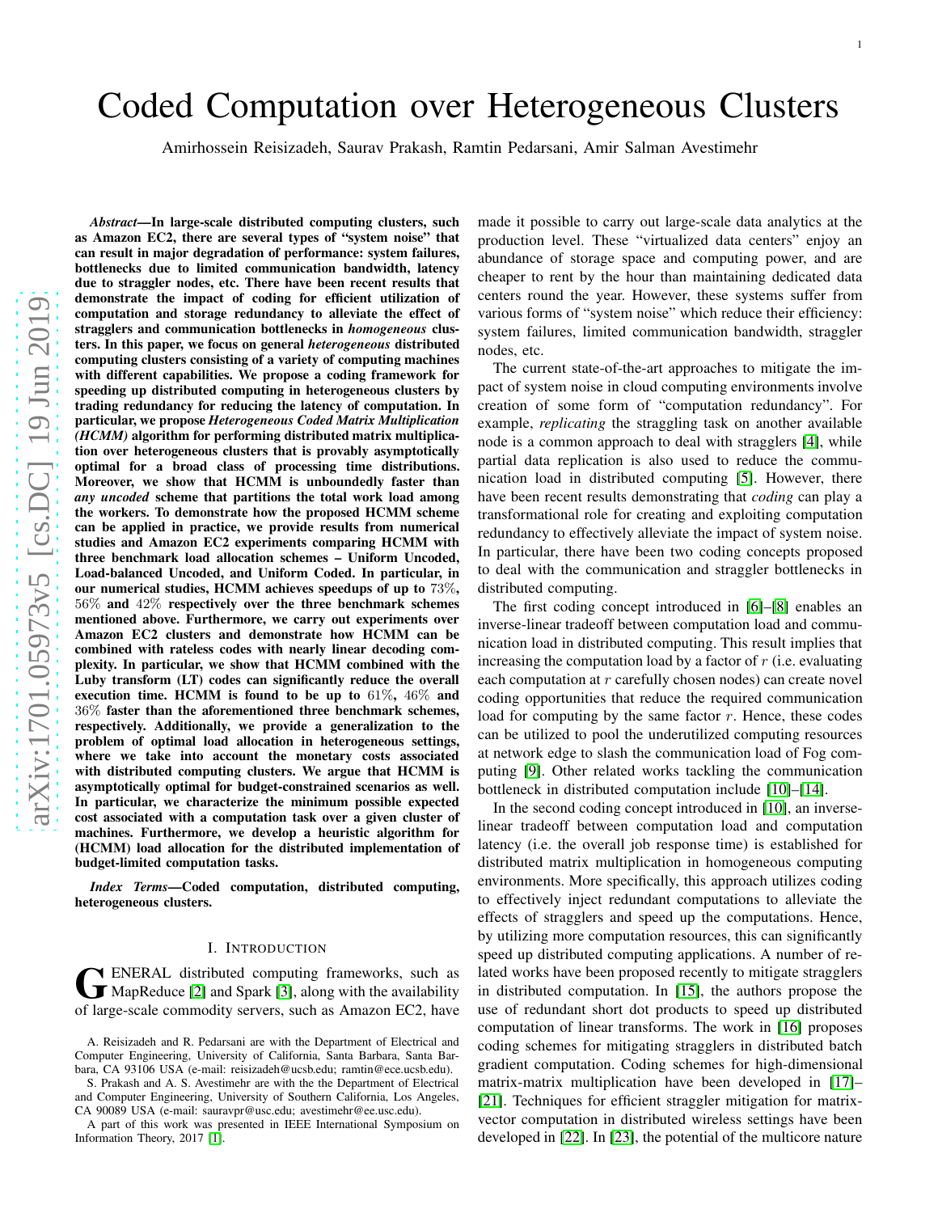# Coded Computation over Heterogeneous Clusters

Amirhossein Reisizadeh, Saurav Prakash, Ramtin Pedarsani, Amir Salman Avestimehr

***Abstract*—In large-scale distributed computing clusters, such as Amazon EC2, there are several types of "system noise" that can result in major degradation of performance: system failures, bottlenecks due to limited communication bandwidth, latency due to straggler nodes, etc. There have been recent results that demonstrate the impact of coding for efficient utilization of computation and storage redundancy to alleviate the effect of stragglers and communication bottlenecks in *homogeneous* clusters. In this paper, we focus on general *heterogeneous* distributed computing clusters consisting of a variety of computing machines with different capabilities. We propose a coding framework for speeding up distributed computing in heterogeneous clusters by trading redundancy for reducing the latency of computation. In particular, we propose *Heterogeneous Coded Matrix Multiplication (HCMM)* algorithm for performing distributed matrix multiplication over heterogeneous clusters that is provably asymptotically optimal for a broad class of processing time distributions. Moreover, we show that HCMM is unboundedly faster than *any uncoded* scheme that partitions the total work load among the workers. To demonstrate how the proposed HCMM scheme can be applied in practice, we provide results from numerical studies and Amazon EC2 experiments comparing HCMM with three benchmark load allocation schemes – Uniform Uncoded, Load-balanced Uncoded, and Uniform Coded. In particular, in our numerical studies, HCMM achieves speedups of up to $73\%$, $56\%$ and $42\%$ respectively over the three benchmark schemes mentioned above. Furthermore, we carry out experiments over Amazon EC2 clusters and demonstrate how HCMM can be combined with rateless codes with nearly linear decoding complexity. In particular, we show that HCMM combined with the Luby transform (LT) codes can significantly reduce the overall execution time. HCMM is found to be up to $61\%$, $46\%$ and $36\%$ faster than the aforementioned three benchmark schemes, respectively. Additionally, we provide a generalization to the problem of optimal load allocation in heterogeneous settings, where we take into account the monetary costs associated with distributed computing clusters. We argue that HCMM is asymptotically optimal for budget-constrained scenarios as well. In particular, we characterize the minimum possible expected cost associated with a computation task over a given cluster of machines. Furthermore, we develop a heuristic algorithm for (HCMM) load allocation for the distributed implementation of budget-limited computation tasks.***

***Index Terms*—Coded computation, distributed computing, heterogeneous clusters.**

## I. Introduction

General distributed computing frameworks, such as MapReduce [2] and Spark [3], along with the availability of large-scale commodity servers, such as Amazon EC2, have made it possible to carry out large-scale data analytics at the production level. These "virtualized data centers" enjoy an abundance of storage space and computing power, and are cheaper to rent by the hour than maintaining dedicated data centers round the year. However, these systems suffer from various forms of "system noise" which reduce their efficiency: system failures, limited communication bandwidth, straggler nodes, etc.

The current state-of-the-art approaches to mitigate the impact of system noise in cloud computing environments involve creation of some form of "computation redundancy". For example, *replicating* the straggling task on another available node is a common approach to deal with stragglers [4], while partial data replication is also used to reduce the communication load in distributed computing [5]. However, there have been recent results demonstrating that *coding* can play a transformational role for creating and exploiting computation redundancy to effectively alleviate the impact of system noise. In particular, there have been two coding concepts proposed to deal with the communication and straggler bottlenecks in distributed computing.

The first coding concept introduced in [6]–[8] enables an inverse-linear tradeoff between computation load and communication load in distributed computing. This result implies that increasing the computation load by a factor of $r$ (i.e. evaluating each computation at $r$ carefully chosen nodes) can create novel coding opportunities that reduce the required communication load for computing by the same factor $r$. Hence, these codes can be utilized to pool the underutilized computing resources at network edge to slash the communication load of Fog computing [9]. Other related works tackling the communication bottleneck in distributed computation include [10]–[14].

In the second coding concept introduced in [10], an inverse-linear tradeoff between computation load and computation latency (i.e. the overall job response time) is established for distributed matrix multiplication in homogeneous computing environments. More specifically, this approach utilizes coding to effectively inject redundant computations to alleviate the effects of stragglers and speed up the computations. Hence, by utilizing more computation resources, this can significantly speed up distributed computing applications. A number of related works have been proposed recently to mitigate stragglers in distributed computation. In [15], the authors propose the use of redundant short dot products to speed up distributed computation of linear transforms. The work in [16] proposes coding schemes for mitigating stragglers in distributed batch gradient computation. Coding schemes for high-dimensional matrix-matrix multiplication have been developed in [17]–[21]. Techniques for efficient straggler mitigation for matrix-vector computation in distributed wireless settings have been developed in [22]. In [23], the potential of the multicore nature

A. Reisizadeh and R. Pedarsani are with the Department of Electrical and Computer Engineering, University of California, Santa Barbara, Santa Barbara, CA 93106 USA (e-mail: reisizadeh@ucsb.edu; ramtin@ece.ucsb.edu).

S. Prakash and A. S. Avestimehr are with the the Department of Electrical and Computer Engineering, University of Southern California, Los Angeles, CA 90089 USA (e-mail: sauravpr@usc.edu; avestimehr@ee.usc.edu).

A part of this work was presented in IEEE International Symposium on Information Theory, 2017 [1].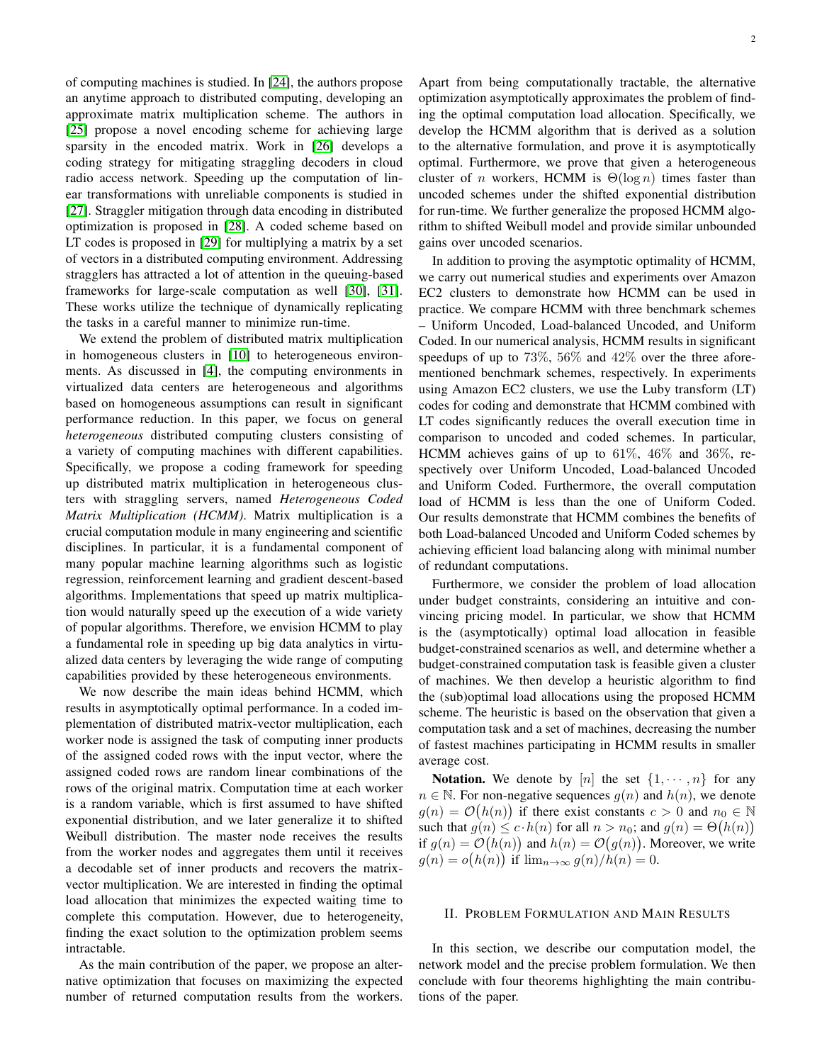of computing machines is studied. In [24], the authors propose an anytime approach to distributed computing, developing an approximate matrix multiplication scheme. The authors in [25] propose a novel encoding scheme for achieving large sparsity in the encoded matrix. Work in [26] develops a coding strategy for mitigating straggling decoders in cloud radio access network. Speeding up the computation of linear transformations with unreliable components is studied in [27]. Straggler mitigation through data encoding in distributed optimization is proposed in [28]. A coded scheme based on LT codes is proposed in [29] for multiplying a matrix by a set of vectors in a distributed computing environment. Addressing stragglers has attracted a lot of attention in the queuing-based frameworks for large-scale computation as well [30], [31]. These works utilize the technique of dynamically replicating the tasks in a careful manner to minimize run-time.

We extend the problem of distributed matrix multiplication in homogeneous clusters in [10] to heterogeneous environments. As discussed in [4], the computing environments in virtualized data centers are heterogeneous and algorithms based on homogeneous assumptions can result in significant performance reduction. In this paper, we focus on general *heterogeneous* distributed computing clusters consisting of a variety of computing machines with different capabilities. Specifically, we propose a coding framework for speeding up distributed matrix multiplication in heterogeneous clusters with straggling servers, named *Heterogeneous Coded Matrix Multiplication (HCMM)*. Matrix multiplication is a crucial computation module in many engineering and scientific disciplines. In particular, it is a fundamental component of many popular machine learning algorithms such as logistic regression, reinforcement learning and gradient descent-based algorithms. Implementations that speed up matrix multiplication would naturally speed up the execution of a wide variety of popular algorithms. Therefore, we envision HCMM to play a fundamental role in speeding up big data analytics in virtualized data centers by leveraging the wide range of computing capabilities provided by these heterogeneous environments.

We now describe the main ideas behind HCMM, which results in asymptotically optimal performance. In a coded implementation of distributed matrix-vector multiplication, each worker node is assigned the task of computing inner products of the assigned coded rows with the input vector, where the assigned coded rows are random linear combinations of the rows of the original matrix. Computation time at each worker is a random variable, which is first assumed to have shifted exponential distribution, and we later generalize it to shifted Weibull distribution. The master node receives the results from the worker nodes and aggregates them until it receives a decodable set of inner products and recovers the matrix-vector multiplication. We are interested in finding the optimal load allocation that minimizes the expected waiting time to complete this computation. However, due to heterogeneity, finding the exact solution to the optimization problem seems intractable.

As the main contribution of the paper, we propose an alternative optimization that focuses on maximizing the expected number of returned computation results from the workers. Apart from being computationally tractable, the alternative optimization asymptotically approximates the problem of finding the optimal computation load allocation. Specifically, we develop the HCMM algorithm that is derived as a solution to the alternative formulation, and prove it is asymptotically optimal. Furthermore, we prove that given a heterogeneous cluster of $n$ workers, HCMM is $\Theta(\log n)$ times faster than uncoded schemes under the shifted exponential distribution for run-time. We further generalize the proposed HCMM algorithm to shifted Weibull model and provide similar unbounded gains over uncoded scenarios.

In addition to proving the asymptotic optimality of HCMM, we carry out numerical studies and experiments over Amazon EC2 clusters to demonstrate how HCMM can be used in practice. We compare HCMM with three benchmark schemes – Uniform Uncoded, Load-balanced Uncoded, and Uniform Coded. In our numerical analysis, HCMM results in significant speedups of up to $73\%$, $56\%$ and $42\%$ over the three aforementioned benchmark schemes, respectively. In experiments using Amazon EC2 clusters, we use the Luby transform (LT) codes for coding and demonstrate that HCMM combined with LT codes significantly reduces the overall execution time in comparison to uncoded and coded schemes. In particular, HCMM achieves gains of up to $61\%$, $46\%$ and $36\%$, respectively over Uniform Uncoded, Load-balanced Uncoded and Uniform Coded. Furthermore, the overall computation load of HCMM is less than the one of Uniform Coded. Our results demonstrate that HCMM combines the benefits of both Load-balanced Uncoded and Uniform Coded schemes by achieving efficient load balancing along with minimal number of redundant computations.

Furthermore, we consider the problem of load allocation under budget constraints, considering an intuitive and convincing pricing model. In particular, we show that HCMM is the (asymptotically) optimal load allocation in feasible budget-constrained scenarios as well, and determine whether a budget-constrained computation task is feasible given a cluster of machines. We then develop a heuristic algorithm to find the (sub)optimal load allocations using the proposed HCMM scheme. The heuristic is based on the observation that given a computation task and a set of machines, decreasing the number of fastest machines participating in HCMM results in smaller average cost.

**Notation.** We denote by $[n]$ the set $\{1, \cdots, n\}$ for any $n \in \mathbb{N}$. For non-negative sequences $g(n)$ and $h(n)$, we denote $g(n) = \mathcal{O}\big(h(n)\big)$ if there exist constants $c > 0$ and $n_0 \in \mathbb{N}$ such that $g(n) \leq c \cdot h(n)$ for all $n > n_0$; and $g(n) = \Theta\big(h(n)\big)$ if $g(n) = \mathcal{O}\big(h(n)\big)$ and $h(n) = \mathcal{O}\big(g(n)\big)$. Moreover, we write $g(n) = o\big(h(n)\big)$ if $\lim_{n\to\infty} g(n)/h(n) = 0$.

## II. Problem Formulation and Main Results

In this section, we describe our computation model, the network model and the precise problem formulation. We then conclude with four theorems highlighting the main contributions of the paper.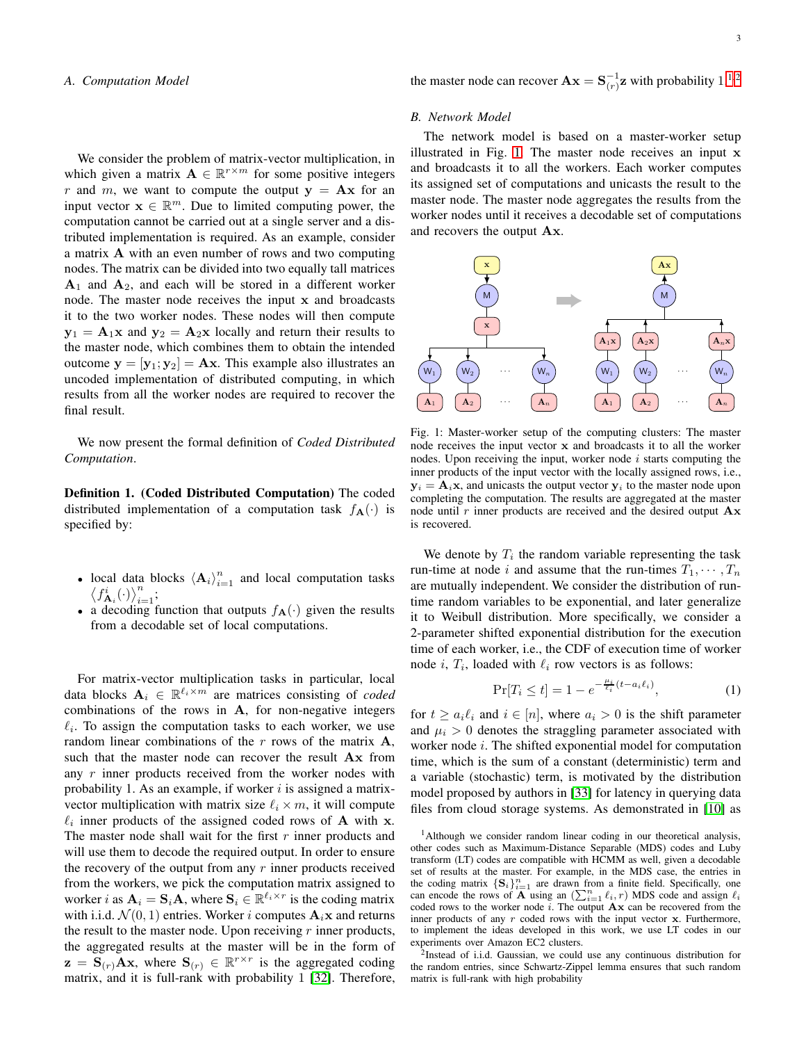### A. Computation Model

We consider the problem of matrix-vector multiplication, in which given a matrix $\mathbf{A} \in \mathbb{R}^{r\times m}$ for some positive integers $r$ and $m$, we want to compute the output $\mathbf{y} = \mathbf{A}\mathbf{x}$ for an input vector $\mathbf{x} \in \mathbb{R}^m$. Due to limited computing power, the computation cannot be carried out at a single server and a distributed implementation is required. As an example, consider a matrix $\mathbf{A}$ with an even number of rows and two computing nodes. The matrix can be divided into two equally tall matrices $\mathbf{A}_1$ and $\mathbf{A}_2$, and each will be stored in a different worker node. The master node receives the input $\mathbf{x}$ and broadcasts it to the two worker nodes. These nodes will then compute $\mathbf{y}_1 = \mathbf{A}_1\mathbf{x}$ and $\mathbf{y}_2 = \mathbf{A}_2\mathbf{x}$ locally and return their results to the master node, which combines them to obtain the intended outcome $\mathbf{y} = [\mathbf{y}_1; \mathbf{y}_2] = \mathbf{A}\mathbf{x}$. This example also illustrates an uncoded implementation of distributed computing, in which results from all the worker nodes are required to recover the final result.

We now present the formal definition of *Coded Distributed Computation*.

**Definition 1. (Coded Distributed Computation)** The coded distributed implementation of a computation task $f_{\mathbf{A}}(\cdot)$ is specified by:

- local data blocks $\langle \mathbf{A}_i \rangle_{i=1}^n$ and local computation tasks $\langle f^i_{\mathbf{A}_i}(\cdot) \rangle_{i=1}^n$;
- a decoding function that outputs $f_{\mathbf{A}}(\cdot)$ given the results from a decodable set of local computations.

For matrix-vector multiplication tasks in particular, local data blocks $\mathbf{A}_i \in \mathbb{R}^{\ell_i \times m}$ are matrices consisting of *coded* combinations of the rows in $\mathbf{A}$, for non-negative integers $\ell_i$. To assign the computation tasks to each worker, we use random linear combinations of the $r$ rows of the matrix $\mathbf{A}$, such that the master node can recover the result $\mathbf{A}\mathbf{x}$ from any $r$ inner products received from the worker nodes with probability 1. As an example, if worker $i$ is assigned a matrix-vector multiplication with matrix size $\ell_i \times m$, it will compute $\ell_i$ inner products of the assigned coded rows of $\mathbf{A}$ with $\mathbf{x}$. The master node shall wait for the first $r$ inner products and will use them to decode the required output. In order to ensure the recovery of the output from any $r$ inner products received from the workers, we pick the computation matrix assigned to worker $i$ as $\mathbf{A}_i = \mathbf{S}_i\mathbf{A}$, where $\mathbf{S}_i \in \mathbb{R}^{\ell_i \times r}$ is the coding matrix with i.i.d. $\mathcal{N}(0, 1)$ entries. Worker $i$ computes $\mathbf{A}_i\mathbf{x}$ and returns the result to the master node. Upon receiving $r$ inner products, the aggregated results at the master will be in the form of $\mathbf{z} = \mathbf{S}_{(r)}\mathbf{A}\mathbf{x}$, where $\mathbf{S}_{(r)} \in \mathbb{R}^{r\times r}$ is the aggregated coding matrix, and it is full-rank with probability 1 [32]. Therefore, the master node can recover $\mathbf{A}\mathbf{x} = \mathbf{S}_{(r)}^{-1}\mathbf{z}$ with probability 1.[1] [2]

### B. Network Model

The network model is based on a master-worker setup illustrated in Fig. 1. The master node receives an input $\mathbf{x}$ and broadcasts it to all the workers. Each worker computes its assigned set of computations and unicasts the result to the master node. The master node aggregates the results from the worker nodes until it receives a decodable set of computations and recovers the output $\mathbf{A}\mathbf{x}$.

Fig. 1: Master-worker setup of the computing clusters: The master node receives the input vector $\mathbf{x}$ and broadcasts it to all the worker nodes. Upon receiving the input, worker node $i$ starts computing the inner products of the input vector with the locally assigned rows, i.e., $\mathbf{y}_i = \mathbf{A}_i\mathbf{x}$, and unicasts the output vector $\mathbf{y}_i$ to the master node upon completing the computation. The results are aggregated at the master node until $r$ inner products are received and the desired output $\mathbf{A}\mathbf{x}$ is recovered.

We denote by $T_i$ the random variable representing the task run-time at node $i$ and assume that the run-times $T_1, \cdots, T_n$ are mutually independent. We consider the distribution of run-time random variables to be exponential, and later generalize it to Weibull distribution. More specifically, we consider a 2-parameter shifted exponential distribution for the execution time of each worker, i.e., the CDF of execution time of worker node $i$, $T_i$, loaded with $\ell_i$ row vectors is as follows:

$$\Pr[T_i \le t] = 1 - e^{-\frac{\mu_i}{\ell_i}(t - a_i\ell_i)}, \tag{1}$$

for $t \ge a_i\ell_i$ and $i \in [n]$, where $a_i > 0$ is the shift parameter and $\mu_i > 0$ denotes the straggling parameter associated with worker node $i$. The shifted exponential model for computation time, which is the sum of a constant (deterministic) term and a variable (stochastic) term, is motivated by the distribution model proposed by authors in [33] for latency in querying data files from cloud storage systems. As demonstrated in [10] as

[1] Although we consider random linear coding in our theoretical analysis, other codes such as Maximum-Distance Separable (MDS) codes and Luby transform (LT) codes are compatible with HCMM as well, given a decodable set of results at the master. For example, in the MDS case, the entries in the coding matrix $\{\mathbf{S}_i\}_{i=1}^n$ are drawn from a finite field. Specifically, one can encode the rows of $\mathbf{A}$ using an $(\sum_{i=1}^n \ell_i, r)$ MDS code and assign $\ell_i$ coded rows to the worker node $i$. The output $\mathbf{A}\mathbf{x}$ can be recovered from the inner products of any $r$ coded rows with the input vector $\mathbf{x}$. Furthermore, to implement the ideas developed in this work, we use LT codes in our experiments over Amazon EC2 clusters.

[2] Instead of i.i.d. Gaussian, we could use any continuous distribution for the random entries, since Schwartz-Zippel lemma ensures that such random matrix is full-rank with high probability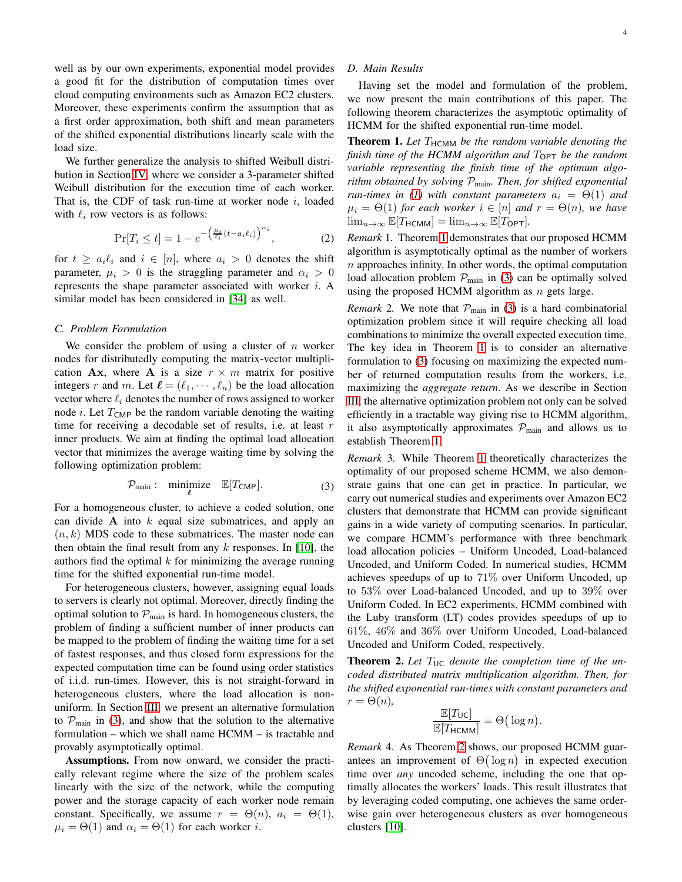well as by our own experiments, exponential model provides a good fit for the distribution of computation times over cloud computing environments such as Amazon EC2 clusters. Moreover, these experiments confirm the assumption that as a first order approximation, both shift and mean parameters of the shifted exponential distributions linearly scale with the load size.

We further generalize the analysis to shifted Weibull distribution in Section IV, where we consider a 3-parameter shifted Weibull distribution for the execution time of each worker. That is, the CDF of task run-time at worker node $i$, loaded with $\ell_i$ row vectors is as follows:

$$\Pr[T_i \leq t] = 1 - e^{-\left(\frac{\mu_i}{\ell_i}(t - a_i \ell_i)\right)^{\alpha_i}}, \tag{2}$$

for $t \geq a_i \ell_i$ and $i \in [n]$, where $a_i > 0$ denotes the shift parameter, $\mu_i > 0$ is the straggling parameter and $\alpha_i > 0$ represents the shape parameter associated with worker $i$. A similar model has been considered in [34] as well.

### C. Problem Formulation

We consider the problem of using a cluster of $n$ worker nodes for distributedly computing the matrix-vector multiplication $\mathbf{A}\mathbf{x}$, where $\mathbf{A}$ is a size $r \times m$ matrix for positive integers $r$ and $m$. Let $\boldsymbol{\ell} = (\ell_1, \cdots, \ell_n)$ be the load allocation vector where $\ell_i$ denotes the number of rows assigned to worker node $i$. Let $T_{\mathsf{CMP}}$ be the random variable denoting the waiting time for receiving a decodable set of results, i.e. at least $r$ inner products. We aim at finding the optimal load allocation vector that minimizes the average waiting time by solving the following optimization problem:

$$\mathcal{P}_{\text{main}}: \quad \underset{\boldsymbol{\ell}}{\text{minimize}} \quad \mathbb{E}[T_{\mathsf{CMP}}]. \tag{3}$$

For a homogeneous cluster, to achieve a coded solution, one can divide $\mathbf{A}$ into $k$ equal size submatrices, and apply an $(n, k)$ MDS code to these submatrices. The master node can then obtain the final result from any $k$ responses. In [10], the authors find the optimal $k$ for minimizing the average running time for the shifted exponential run-time model.

For heterogeneous clusters, however, assigning equal loads to servers is clearly not optimal. Moreover, directly finding the optimal solution to $\mathcal{P}_{\text{main}}$ is hard. In homogeneous clusters, the problem of finding a sufficient number of inner products can be mapped to the problem of finding the waiting time for a set of fastest responses, and thus closed form expressions for the expected computation time can be found using order statistics of i.i.d. run-times. However, this is not straight-forward in heterogeneous clusters, where the load allocation is non-uniform. In Section III, we present an alternative formulation to $\mathcal{P}_{\text{main}}$ in (3), and show that the solution to the alternative formulation – which we shall name HCMM – is tractable and provably asymptotically optimal.

**Assumptions.** From now onward, we consider the practically relevant regime where the size of the problem scales linearly with the size of the network, while the computing power and the storage capacity of each worker node remain constant. Specifically, we assume $r = \Theta(n)$, $a_i = \Theta(1)$, $\mu_i = \Theta(1)$ and $\alpha_i = \Theta(1)$ for each worker $i$.

### D. Main Results

Having set the model and formulation of the problem, we now present the main contributions of this paper. The following theorem characterizes the asymptotic optimality of HCMM for the shifted exponential run-time model.

**Theorem 1.** *Let $T_{\mathsf{HCMM}}$ be the random variable denoting the finish time of the HCMM algorithm and $T_{\mathsf{OPT}}$ be the random variable representing the finish time of the optimum algorithm obtained by solving $\mathcal{P}_{\text{main}}$. Then, for shifted exponential run-times in (1) with constant parameters $a_i = \Theta(1)$ and $\mu_i = \Theta(1)$ for each worker $i \in [n]$ and $r = \Theta(n)$, we have $\lim_{n\to\infty} \mathbb{E}[T_{\mathsf{HCMM}}] = \lim_{n\to\infty} \mathbb{E}[T_{\mathsf{OPT}}]$.*

*Remark* 1. Theorem 1 demonstrates that our proposed HCMM algorithm is asymptotically optimal as the number of workers $n$ approaches infinity. In other words, the optimal computation load allocation problem $\mathcal{P}_{\text{main}}$ in (3) can be optimally solved using the proposed HCMM algorithm as $n$ gets large.

*Remark* 2. We note that $\mathcal{P}_{\text{main}}$ in (3) is a hard combinatorial optimization problem since it will require checking all load combinations to minimize the overall expected execution time. The key idea in Theorem 1 is to consider an alternative formulation to (3) focusing on maximizing the expected number of returned computation results from the workers, i.e. maximizing the *aggregate return*. As we describe in Section III, the alternative optimization problem not only can be solved efficiently in a tractable way giving rise to HCMM algorithm, it also asymptotically approximates $\mathcal{P}_{\text{main}}$ and allows us to establish Theorem 1.

*Remark* 3. While Theorem 1 theoretically characterizes the optimality of our proposed scheme HCMM, we also demonstrate gains that one can get in practice. In particular, we carry out numerical studies and experiments over Amazon EC2 clusters that demonstrate that HCMM can provide significant gains in a wide variety of computing scenarios. In particular, we compare HCMM's performance with three benchmark load allocation policies – Uniform Uncoded, Load-balanced Uncoded, and Uniform Coded. In numerical studies, HCMM achieves speedups of up to $71\%$ over Uniform Uncoded, up to $53\%$ over Load-balanced Uncoded, and up to $39\%$ over Uniform Coded. In EC2 experiments, HCMM combined with the Luby transform (LT) codes provides speedups of up to $61\%$, $46\%$ and $36\%$ over Uniform Uncoded, Load-balanced Uncoded and Uniform Coded, respectively.

**Theorem 2.** *Let $T_{\mathsf{UC}}$ denote the completion time of the uncoded distributed matrix multiplication algorithm. Then, for the shifted exponential run-times with constant parameters and $r = \Theta(n)$,*

$$\frac{\mathbb{E}[T_{\mathsf{UC}}]}{\mathbb{E}[T_{\mathsf{HCMM}}]} = \Theta\big(\log n\big).$$

*Remark* 4. As Theorem 2 shows, our proposed HCMM guarantees an improvement of $\Theta\big(\log n\big)$ in expected execution time over *any* uncoded scheme, including the one that optimally allocates the workers' loads. This result illustrates that by leveraging coded computing, one achieves the same order-wise gain over heterogeneous clusters as over homogeneous clusters [10].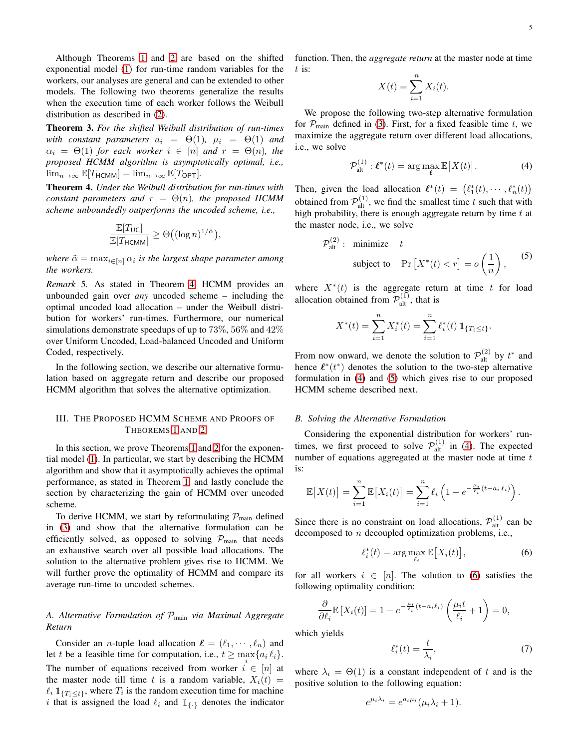Although Theorems 1 and 2 are based on the shifted exponential model (1) for run-time random variables for the workers, our analyses are general and can be extended to other models. The following two theorems generalize the results when the execution time of each worker follows the Weibull distribution as described in (2).

**Theorem 3.** *For the shifted Weibull distribution of run-times with constant parameters $a_i = \Theta(1)$, $\mu_i = \Theta(1)$ and $\alpha_i = \Theta(1)$ for each worker $i \in [n]$ and $r = \Theta(n)$, the proposed HCMM algorithm is asymptotically optimal, i.e., $\lim_{n\to\infty} \mathbb{E}[T_{\mathsf{HCMM}}] = \lim_{n\to\infty} \mathbb{E}[T_{\mathsf{OPT}}]$.*

**Theorem 4.** *Under the Weibull distribution for run-times with constant parameters and $r = \Theta(n)$, the proposed HCMM scheme unboundedly outperforms the uncoded scheme, i.e.,*

$$\frac{\mathbb{E}[T_{\mathsf{UC}}]}{\mathbb{E}[T_{\mathsf{HCMM}}]} \geq \Theta\big((\log n)^{1/\tilde{\alpha}}\big),$$

*where $\tilde{\alpha} = \max_{i\in[n]} \alpha_i$ is the largest shape parameter among the workers.*

*Remark* 5. As stated in Theorem 4, HCMM provides an unbounded gain over *any* uncoded scheme – including the optimal uncoded load allocation – under the Weibull distribution for workers' run-times. Furthermore, our numerical simulations demonstrate speedups of up to 73%, 56% and 42% over Uniform Uncoded, Load-balanced Uncoded and Uniform Coded, respectively.

In the following section, we describe our alternative formulation based on aggregate return and describe our proposed HCMM algorithm that solves the alternative optimization.

## III. The Proposed HCMM Scheme and Proofs of Theorems 1 and 2

In this section, we prove Theorems 1 and 2 for the exponential model (1). In particular, we start by describing the HCMM algorithm and show that it asymptotically achieves the optimal performance, as stated in Theorem 1, and lastly conclude the section by characterizing the gain of HCMM over uncoded scheme.

To derive HCMM, we start by reformulating $\mathcal{P}_{\text{main}}$ defined in (3) and show that the alternative formulation can be efficiently solved, as opposed to solving $\mathcal{P}_{\text{main}}$ that needs an exhaustive search over all possible load allocations. The solution to the alternative problem gives rise to HCMM. We will further prove the optimality of HCMM and compare its average run-time to uncoded schemes.

### A. Alternative Formulation of $\mathcal{P}_{\text{main}}$ via Maximal Aggregate Return

Consider an $n$-tuple load allocation $\boldsymbol{\ell} = (\ell_1, \cdots, \ell_n)$ and let $t$ be a feasible time for computation, i.e., $t \geq \max_i\{a_i\,\ell_i\}$. The number of equations received from worker $i \in [n]$ at the master node till time $t$ is a random variable, $X_i(t) = \ell_i\,\mathbb{1}_{\{T_i \leq t\}}$, where $T_i$ is the random execution time for machine $i$ that is assigned the load $\ell_i$ and $\mathbb{1}_{\{\cdot\}}$ denotes the indicator function. Then, the *aggregate return* at the master node at time $t$ is:

$$X(t) = \sum_{i=1}^{n} X_i(t).$$

We propose the following two-step alternative formulation for $\mathcal{P}_{\text{main}}$ defined in (3). First, for a fixed feasible time $t$, we maximize the aggregate return over different load allocations, i.e., we solve

$$\mathcal{P}^{(1)}_{\text{alt}} : \boldsymbol{\ell}^*(t) = \arg\max_{\boldsymbol{\ell}} \mathbb{E}\big[X(t)\big]. \tag{4}$$

Then, given the load allocation $\boldsymbol{\ell}^*(t) = \big(\ell_1^*(t), \cdots, \ell_n^*(t)\big)$ obtained from $\mathcal{P}^{(1)}_{\text{alt}}$, we find the smallest time $t$ such that with high probability, there is enough aggregate return by time $t$ at the master node, i.e., we solve

$$\begin{aligned}\mathcal{P}^{(2)}_{\text{alt}} :\ & \text{minimize} \quad t \\ & \text{subject to} \quad \Pr\big[X^*(t) < r\big] = o\left(\frac{1}{n}\right),\end{aligned} \tag{5}$$

where $X^*(t)$ is the aggregate return at time $t$ for load allocation obtained from $\mathcal{P}^{(1)}_{\text{alt}}$, that is

$$X^*(t) = \sum_{i=1}^{n} X_i^*(t) = \sum_{i=1}^{n} \ell_i^*(t)\,\mathbb{1}_{\{T_i \leq t\}}.$$

From now onward, we denote the solution to $\mathcal{P}^{(2)}_{\text{alt}}$ by $t^*$ and hence $\boldsymbol{\ell}^*(t^*)$ denotes the solution to the two-step alternative formulation in (4) and (5) which gives rise to our proposed HCMM scheme described next.

### B. Solving the Alternative Formulation

Considering the exponential distribution for workers' run-times, we first proceed to solve $\mathcal{P}^{(1)}_{\text{alt}}$ in (4). The expected number of equations aggregated at the master node at time $t$ is:

$$\mathbb{E}\big[X(t)\big] = \sum_{i=1}^{n} \mathbb{E}\big[X_i(t)\big] = \sum_{i=1}^{n} \ell_i \left(1 - e^{-\frac{\mu_i}{\ell_i}(t - a_i\,\ell_i)}\right).$$

Since there is no constraint on load allocations, $\mathcal{P}^{(1)}_{\text{alt}}$ can be decomposed to $n$ decoupled optimization problems, i.e.,

$$\ell_i^*(t) = \arg\max_{\ell_i} \mathbb{E}\big[X_i(t)\big], \tag{6}$$

for all workers $i \in [n]$. The solution to (6) satisfies the following optimality condition:

$$\frac{\partial}{\partial \ell_i}\mathbb{E}\left[X_i(t)\right] = 1 - e^{-\frac{\mu_i}{\ell_i}(t - a_i\ell_i)}\left(\frac{\mu_i t}{\ell_i} + 1\right) = 0,$$

which yields

$$\ell_i^*(t) = \frac{t}{\lambda_i}, \tag{7}$$

where $\lambda_i = \Theta(1)$ is a constant independent of $t$ and is the positive solution to the following equation:

$$e^{\mu_i\lambda_i} = e^{a_i\mu_i}(\mu_i\lambda_i + 1).$$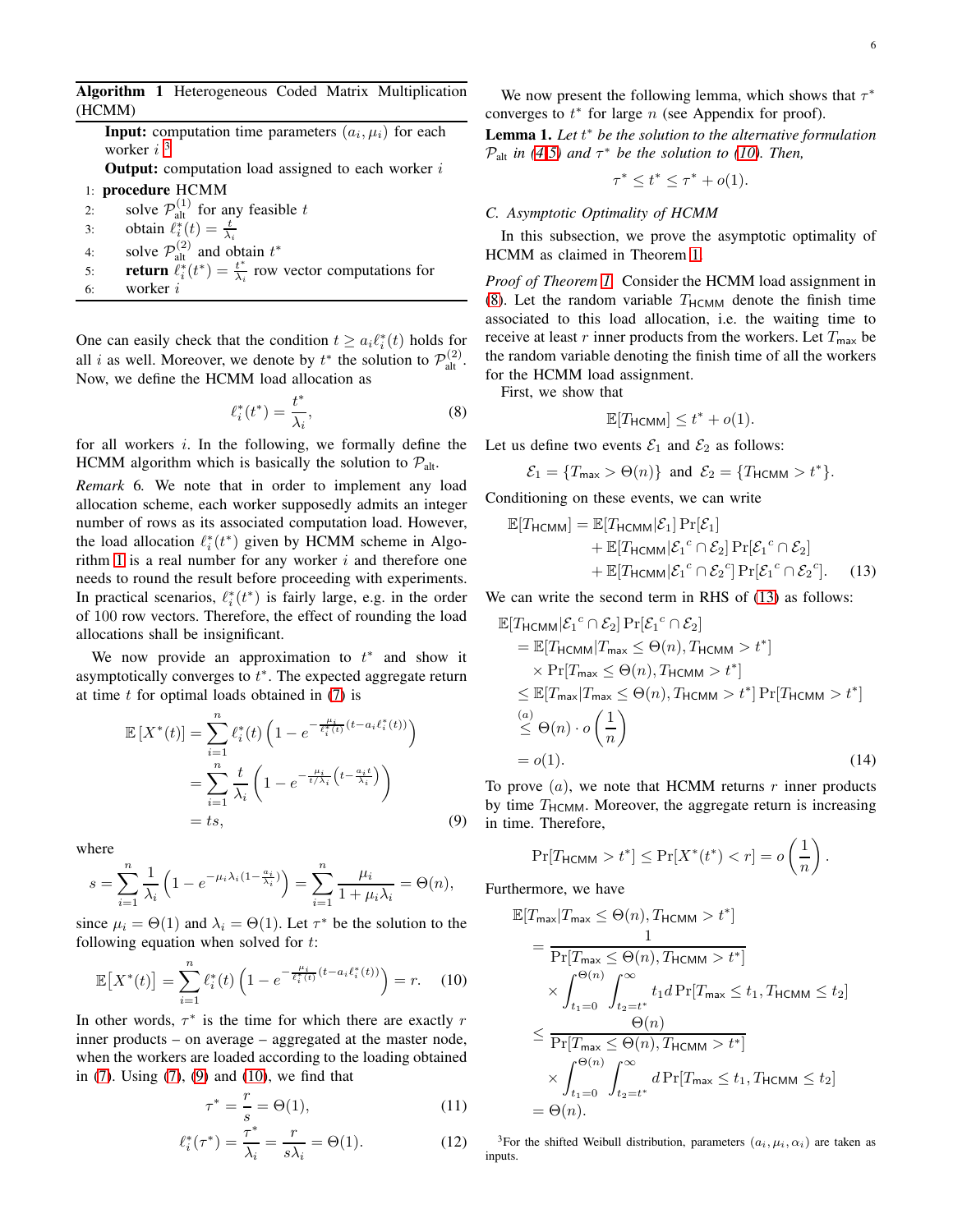**Algorithm 1** Heterogeneous Coded Matrix Multiplication (HCMM)

**Input:** computation time parameters $(a_i, \mu_i)$ for each worker $i$ [3]

**Output:** computation load assigned to each worker $i$

```
1: procedure HCMM
2:     solve P_alt^(1) for any feasible t
3:     obtain ℓ_i^*(t) = t/λ_i
4:     solve P_alt^(2) and obtain t^*
5:     return ℓ_i^*(t^*) = t^*/λ_i row vector computations for
6:     worker i
```

One can easily check that the condition $t \geq a_i \ell_i^*(t)$ holds for all $i$ as well. Moreover, we denote by $t^*$ the solution to $\mathcal{P}_{\text{alt}}^{(2)}$. Now, we define the HCMM load allocation as

$$\ell_i^*(t^*) = \frac{t^*}{\lambda_i}, \tag{8}$$

for all workers $i$. In the following, we formally define the HCMM algorithm which is basically the solution to $\mathcal{P}_{\text{alt}}$.

*Remark* 6. We note that in order to implement any load allocation scheme, each worker supposedly admits an integer number of rows as its associated computation load. However, the load allocation $\ell_i^*(t^*)$ given by HCMM scheme in Algorithm 1 is a real number for any worker $i$ and therefore one needs to round the result before proceeding with experiments. In practical scenarios, $\ell_i^*(t^*)$ is fairly large, e.g. in the order of 100 row vectors. Therefore, the effect of rounding the load allocations shall be insignificant.

We now provide an approximation to $t^*$ and show it asymptotically converges to $t^*$. The expected aggregate return at time $t$ for optimal loads obtained in (7) is

$$\begin{aligned}
\mathbb{E}\left[X^*(t)\right] &= \sum_{i=1}^{n} \ell_i^*(t)\left(1 - e^{-\frac{\mu_i}{\ell_i^*(t)}(t - a_i \ell_i^*(t))}\right) \\
&= \sum_{i=1}^{n} \frac{t}{\lambda_i}\left(1 - e^{-\frac{\mu_i}{t/\lambda_i}\left(t - \frac{a_i t}{\lambda_i}\right)}\right) \\
&= ts,
\end{aligned} \tag{9}$$

where

$$s = \sum_{i=1}^{n} \frac{1}{\lambda_i}\left(1 - e^{-\mu_i \lambda_i \left(1 - \frac{a_i}{\lambda_i}\right)}\right) = \sum_{i=1}^{n} \frac{\mu_i}{1 + \mu_i \lambda_i} = \Theta(n),$$

since $\mu_i = \Theta(1)$ and $\lambda_i = \Theta(1)$. Let $\tau^*$ be the solution to the following equation when solved for $t$:

$$\mathbb{E}\big[X^*(t)\big] = \sum_{i=1}^{n} \ell_i^*(t)\left(1 - e^{-\frac{\mu_i}{\ell_i^*(t)}(t - a_i \ell_i^*(t))}\right) = r. \tag{10}$$

In other words, $\tau^*$ is the time for which there are exactly $r$ inner products – on average – aggregated at the master node, when the workers are loaded according to the loading obtained in (7). Using (7), (9) and (10), we find that

$$\tau^* = \frac{r}{s} = \Theta(1), \tag{11}$$

$$\ell_i^*(\tau^*) = \frac{\tau^*}{\lambda_i} = \frac{r}{s\lambda_i} = \Theta(1). \tag{12}$$

We now present the following lemma, which shows that $\tau^*$ converges to $t^*$ for large $n$ (see Appendix for proof).

**Lemma 1.** *Let $t^*$ be the solution to the alternative formulation $\mathcal{P}_{\text{alt}}$ in (4,5) and $\tau^*$ be the solution to (10). Then,*

$$\tau^* \leq t^* \leq \tau^* + o(1).$$

### C. Asymptotic Optimality of HCMM

In this subsection, we prove the asymptotic optimality of HCMM as claimed in Theorem 1.

*Proof of Theorem 1.* Consider the HCMM load assignment in (8). Let the random variable $T_{\mathsf{HCMM}}$ denote the finish time associated to this load allocation, i.e. the waiting time to receive at least $r$ inner products from the workers. Let $T_{\mathsf{max}}$ be the random variable denoting the finish time of all the workers for the HCMM load assignment.

First, we show that

$$\mathbb{E}[T_{\mathsf{HCMM}}] \leq t^* + o(1).$$

Let us define two events $\mathcal{E}_1$ and $\mathcal{E}_2$ as follows:

$$\mathcal{E}_1 = \{T_{\mathsf{max}} > \Theta(n)\} \text{ and } \mathcal{E}_2 = \{T_{\mathsf{HCMM}} > t^*\}.$$

Conditioning on these events, we can write

$$\begin{aligned}
\mathbb{E}[T_{\mathsf{HCMM}}] = \mathbb{E}[T_{\mathsf{HCMM}} | \mathcal{E}_1] \Pr[\mathcal{E}_1] \\
+ \mathbb{E}[T_{\mathsf{HCMM}} | {\mathcal{E}_1}^c \cap \mathcal{E}_2] \Pr[{\mathcal{E}_1}^c \cap \mathcal{E}_2] \\
+ \mathbb{E}[T_{\mathsf{HCMM}} | {\mathcal{E}_1}^c \cap {\mathcal{E}_2}^c] \Pr[{\mathcal{E}_1}^c \cap {\mathcal{E}_2}^c].
\end{aligned} \tag{13}$$

We can write the second term in RHS of (13) as follows:

$$\begin{aligned}
&\mathbb{E}[T_{\mathsf{HCMM}} | {\mathcal{E}_1}^c \cap \mathcal{E}_2] \Pr[{\mathcal{E}_1}^c \cap \mathcal{E}_2] \\
&\quad = \mathbb{E}[T_{\mathsf{HCMM}} | T_{\mathsf{max}} \leq \Theta(n), T_{\mathsf{HCMM}} > t^*] \\
&\qquad \times \Pr[T_{\mathsf{max}} \leq \Theta(n), T_{\mathsf{HCMM}} > t^*] \\
&\quad \leq \mathbb{E}[T_{\mathsf{max}} | T_{\mathsf{max}} \leq \Theta(n), T_{\mathsf{HCMM}} > t^*] \Pr[T_{\mathsf{HCMM}} > t^*] \\
&\quad \overset{(a)}{\leq} \Theta(n) \cdot o\left(\frac{1}{n}\right) \\
&\quad = o(1).
\end{aligned} \tag{14}$$

To prove $(a)$, we note that HCMM returns $r$ inner products by time $T_{\mathsf{HCMM}}$. Moreover, the aggregate return is increasing in time. Therefore,

$$\Pr[T_{\mathsf{HCMM}} > t^*] \leq \Pr[X^*(t^*) < r] = o\left(\frac{1}{n}\right).$$

Furthermore, we have

$$\begin{aligned}
&\mathbb{E}[T_{\mathsf{max}} | T_{\mathsf{max}} \leq \Theta(n), T_{\mathsf{HCMM}} > t^*] \\
&\quad = \frac{1}{\Pr[T_{\mathsf{max}} \leq \Theta(n), T_{\mathsf{HCMM}} > t^*]} \\
&\qquad \times \int_{t_1=0}^{\Theta(n)} \int_{t_2=t^*}^{\infty} t_1 d\Pr[T_{\mathsf{max}} \leq t_1, T_{\mathsf{HCMM}} \leq t_2] \\
&\quad \leq \frac{\Theta(n)}{\Pr[T_{\mathsf{max}} \leq \Theta(n), T_{\mathsf{HCMM}} > t^*]} \\
&\qquad \times \int_{t_1=0}^{\Theta(n)} \int_{t_2=t^*}^{\infty} d\Pr[T_{\mathsf{max}} \leq t_1, T_{\mathsf{HCMM}} \leq t_2] \\
&\quad = \Theta(n).
\end{aligned}$$

[3] For the shifted Weibull distribution, parameters $(a_i, \mu_i, \alpha_i)$ are taken as inputs.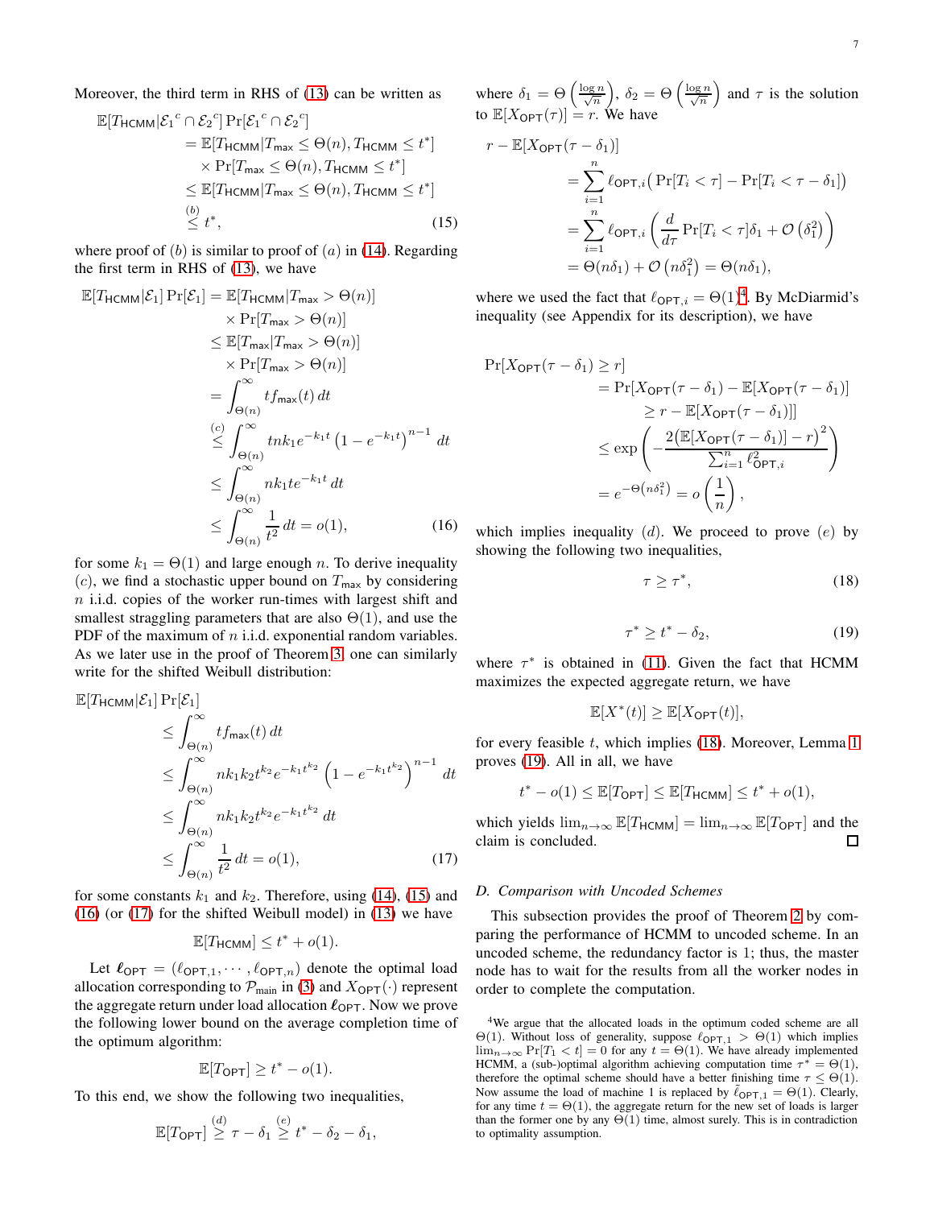Moreover, the third term in RHS of (13) can be written as

$$
\begin{aligned}
\mathbb{E}[T_{\mathsf{HCMM}}|{\mathcal{E}_1}^c \cap {\mathcal{E}_2}^c] \Pr[{\mathcal{E}_1}^c \cap {\mathcal{E}_2}^c] &= \mathbb{E}[T_{\mathsf{HCMM}}|T_{\mathsf{max}} \le \Theta(n), T_{\mathsf{HCMM}} \le t^*] \\
&\quad \times \Pr[T_{\mathsf{max}} \le \Theta(n), T_{\mathsf{HCMM}} \le t^*] \\
&\le \mathbb{E}[T_{\mathsf{HCMM}}|T_{\mathsf{max}} \le \Theta(n), T_{\mathsf{HCMM}} \le t^*] \\
&\overset{(b)}{\le} t^*, \qquad (15)
\end{aligned}
$$

where proof of $(b)$ is similar to proof of $(a)$ in (14). Regarding the first term in RHS of (13), we have

$$
\begin{aligned}
\mathbb{E}[T_{\mathsf{HCMM}}|\mathcal{E}_1] \Pr[\mathcal{E}_1] &= \mathbb{E}[T_{\mathsf{HCMM}}|T_{\mathsf{max}} > \Theta(n)] \\
&\quad \times \Pr[T_{\mathsf{max}} > \Theta(n)] \\
&\le \mathbb{E}[T_{\mathsf{max}}|T_{\mathsf{max}} > \Theta(n)] \\
&\quad \times \Pr[T_{\mathsf{max}} > \Theta(n)] \\
&= \int_{\Theta(n)}^{\infty} t f_{\mathsf{max}}(t)\, dt \\
&\overset{(c)}{\le} \int_{\Theta(n)}^{\infty} t n k_1 e^{-k_1 t} \left(1 - e^{-k_1 t}\right)^{n-1} dt \\
&\le \int_{\Theta(n)}^{\infty} n k_1 t e^{-k_1 t}\, dt \\
&\le \int_{\Theta(n)}^{\infty} \frac{1}{t^2}\, dt = o(1), \qquad (16)
\end{aligned}
$$

for some $k_1 = \Theta(1)$ and large enough $n$. To derive inequality $(c)$, we find a stochastic upper bound on $T_{\mathsf{max}}$ by considering $n$ i.i.d. copies of the worker run-times with largest shift and smallest straggling parameters that are also $\Theta(1)$, and use the PDF of the maximum of $n$ i.i.d. exponential random variables. As we later use in the proof of Theorem 3, one can similarly write for the shifted Weibull distribution:

$$
\begin{aligned}
\mathbb{E}[T_{\mathsf{HCMM}}|\mathcal{E}_1] \Pr[\mathcal{E}_1] &\le \int_{\Theta(n)}^{\infty} t f_{\mathsf{max}}(t)\, dt \\
&\le \int_{\Theta(n)}^{\infty} n k_1 k_2 t^{k_2} e^{-k_1 t^{k_2}} \left(1 - e^{-k_1 t^{k_2}}\right)^{n-1} dt \\
&\le \int_{\Theta(n)}^{\infty} n k_1 k_2 t^{k_2} e^{-k_1 t^{k_2}}\, dt \\
&\le \int_{\Theta(n)}^{\infty} \frac{1}{t^2}\, dt = o(1), \qquad (17)
\end{aligned}
$$

for some constants $k_1$ and $k_2$. Therefore, using (14), (15) and (16) (or (17) for the shifted Weibull model) in (13) we have

$$
\mathbb{E}[T_{\mathsf{HCMM}}] \le t^* + o(1).
$$

Let $\boldsymbol{\ell}_{\mathsf{OPT}} = (\ell_{\mathsf{OPT},1}, \cdots, \ell_{\mathsf{OPT},n})$ denote the optimal load allocation corresponding to $\mathcal{P}_{\text{main}}$ in (3) and $X_{\mathsf{OPT}}(\cdot)$ represent the aggregate return under load allocation $\boldsymbol{\ell}_{\mathsf{OPT}}$. Now we prove the following lower bound on the average completion time of the optimum algorithm:

$$
\mathbb{E}[T_{\mathsf{OPT}}] \ge t^* - o(1).
$$

To this end, we show the following two inequalities,

$$
\mathbb{E}[T_{\mathsf{OPT}}] \overset{(d)}{\ge} \tau - \delta_1 \overset{(e)}{\ge} t^* - \delta_2 - \delta_1,
$$

where $\delta_1 = \Theta\left(\frac{\log n}{\sqrt{n}}\right)$, $\delta_2 = \Theta\left(\frac{\log n}{\sqrt{n}}\right)$ and $\tau$ is the solution to $\mathbb{E}[X_{\mathsf{OPT}}(\tau)] = r$. We have

$$
\begin{aligned}
r - \mathbb{E}[X_{\mathsf{OPT}}(\tau - \delta_1)] &= \sum_{i=1}^{n} \ell_{\mathsf{OPT},i} \big(\Pr[T_i < \tau] - \Pr[T_i < \tau - \delta_1]\big) \\
&= \sum_{i=1}^{n} \ell_{\mathsf{OPT},i} \left(\frac{d}{d\tau} \Pr[T_i < \tau] \delta_1 + \mathcal{O}\left(\delta_1^2\right)\right) \\
&= \Theta(n\delta_1) + \mathcal{O}\left(n\delta_1^2\right) = \Theta(n\delta_1),
\end{aligned}
$$

where we used the fact that $\ell_{\mathsf{OPT},i} = \Theta(1)$[4]. By McDiarmid's inequality (see Appendix for its description), we have

$$
\begin{aligned}
\Pr[X_{\mathsf{OPT}}(\tau - \delta_1) \ge r] &= \Pr[X_{\mathsf{OPT}}(\tau - \delta_1) - \mathbb{E}[X_{\mathsf{OPT}}(\tau - \delta_1)] \\
&\qquad \ge r - \mathbb{E}[X_{\mathsf{OPT}}(\tau - \delta_1)]] \\
&\le \exp\left(-\frac{2\big(\mathbb{E}[X_{\mathsf{OPT}}(\tau - \delta_1)] - r\big)^2}{\sum_{i=1}^{n} \ell_{\mathsf{OPT},i}^2}\right) \\
&= e^{-\Theta\left(n\delta_1^2\right)} = o\left(\frac{1}{n}\right),
\end{aligned}
$$

which implies inequality $(d)$. We proceed to prove $(e)$ by showing the following two inequalities,

$$
\tau \ge \tau^*, \qquad (18)
$$

$$
\tau^* \ge t^* - \delta_2, \qquad (19)
$$

where $\tau^*$ is obtained in (11). Given the fact that HCMM maximizes the expected aggregate return, we have

$$
\mathbb{E}[X^*(t)] \ge \mathbb{E}[X_{\mathsf{OPT}}(t)],
$$

for every feasible $t$, which implies (18). Moreover, Lemma 1 proves (19). All in all, we have

$$
t^* - o(1) \le \mathbb{E}[T_{\mathsf{OPT}}] \le \mathbb{E}[T_{\mathsf{HCMM}}] \le t^* + o(1),
$$

which yields $\lim_{n\to\infty} \mathbb{E}[T_{\mathsf{HCMM}}] = \lim_{n\to\infty} \mathbb{E}[T_{\mathsf{OPT}}]$ and the claim is concluded. □

### D. Comparison with Uncoded Schemes

This subsection provides the proof of Theorem 2 by comparing the performance of HCMM to uncoded scheme. In an uncoded scheme, the redundancy factor is 1; thus, the master node has to wait for the results from all the worker nodes in order to complete the computation.

[4]We argue that the allocated loads in the optimum coded scheme are all $\Theta(1)$. Without loss of generality, suppose $\ell_{\mathsf{OPT},1} > \Theta(1)$ which implies $\lim_{n\to\infty} \Pr[T_1 < t] = 0$ for any $t = \Theta(1)$. We have already implemented HCMM, a (sub-)optimal algorithm achieving computation time $\tau^* = \Theta(1)$, therefore the optimal scheme should have a better finishing time $\tau \le \Theta(1)$. Now assume the load of machine 1 is replaced by $\tilde{\ell}_{\mathsf{OPT},1} = \Theta(1)$. Clearly, for any time $t = \Theta(1)$, the aggregate return for the new set of loads is larger than the former one by any $\Theta(1)$ time, almost surely. This is in contradiction to optimality assumption.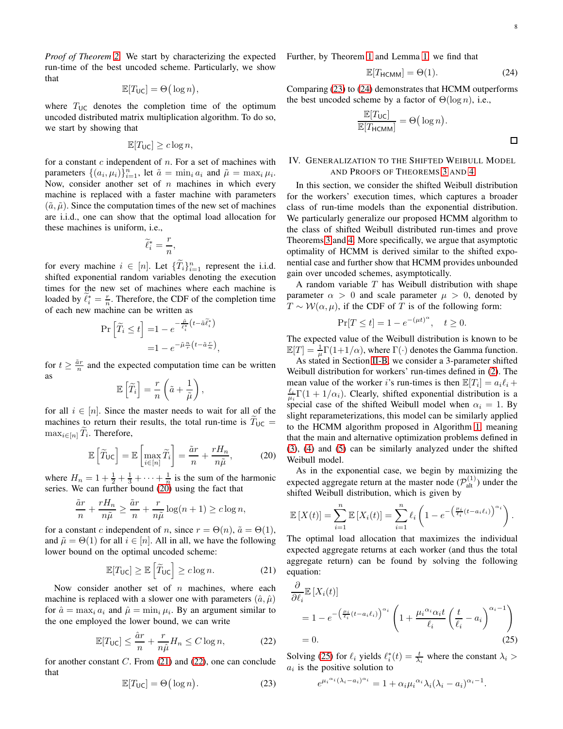*Proof of Theorem 2.* We start by characterizing the expected run-time of the best uncoded scheme. Particularly, we show that

$$\mathbb{E}[T_{\mathsf{UC}}] = \Theta\big(\log n\big),$$

where $T_{\mathsf{UC}}$ denotes the completion time of the optimum uncoded distributed matrix multiplication algorithm. To do so, we start by showing that

$$\mathbb{E}[T_{\mathsf{UC}}] \geq c \log n,$$

for a constant $c$ independent of $n$. For a set of machines with parameters $\{(a_i, \mu_i)\}_{i=1}^n$, let $\tilde{a} = \min_i a_i$ and $\tilde{\mu} = \max_i \mu_i$. Now, consider another set of $n$ machines in which every machine is replaced with a faster machine with parameters $(\tilde{a}, \tilde{\mu})$. Since the computation times of the new set of machines are i.i.d., one can show that the optimal load allocation for these machines is uniform, i.e.,

$$\widetilde{\ell}_i^* = \frac{r}{n},$$

for every machine $i \in [n]$. Let $\{\widetilde{T}_i\}_{i=1}^n$ represent the i.i.d. shifted exponential random variables denoting the execution times for the new set of machines where each machine is loaded by $\widetilde{\ell}_i^* = \frac{r}{n}$. Therefore, the CDF of the completion time of each new machine can be written as

$$\begin{aligned}
\Pr\left[\widetilde{T}_i \leq t\right] =& 1 - e^{-\frac{\tilde{\mu}}{\widetilde{\ell}_i^*}\left(t - \tilde{a}\widetilde{\ell}_i^*\right)} \\
=& 1 - e^{-\tilde{\mu}\frac{n}{r}\left(t - \tilde{a}\frac{r}{n}\right)},
\end{aligned}$$

for $t \geq \frac{\tilde{a}r}{n}$ and the expected computation time can be written as

$$\mathbb{E}\left[\widetilde{T}_i\right] = \frac{r}{n}\left(\tilde{a} + \frac{1}{\tilde{\mu}}\right),$$

for all $i \in [n]$. Since the master needs to wait for all of the machines to return their results, the total run-time is $\widetilde{T}_{\mathsf{UC}} = \max_{i \in [n]} \widetilde{T}_i$. Therefore,

$$\mathbb{E}\left[\widetilde{T}_{\mathsf{UC}}\right] = \mathbb{E}\left[\max_{i \in [n]} \widetilde{T}_i\right] = \frac{\tilde{a}r}{n} + \frac{rH_n}{n\tilde{\mu}}, \tag{20}$$

where $H_n = 1 + \frac{1}{2} + \frac{1}{3} + \cdots + \frac{1}{n}$ is the sum of the harmonic series. We can further bound (20) using the fact that

$$\frac{\tilde{a}r}{n} + \frac{rH_n}{n\tilde{\mu}} \geq \frac{\tilde{a}r}{n} + \frac{r}{n\tilde{\mu}}\log(n+1) \geq c \log n,$$

for a constant $c$ independent of $n$, since $r = \Theta(n)$, $\tilde{a} = \Theta(1)$, and $\tilde{\mu} = \Theta(1)$ for all $i \in [n]$. All in all, we have the following lower bound on the optimal uncoded scheme:

$$\mathbb{E}[T_{\mathsf{UC}}] \geq \mathbb{E}\left[\widetilde{T}_{\mathsf{UC}}\right] \geq c \log n. \tag{21}$$

Now consider another set of $n$ machines, where each machine is replaced with a slower one with parameters $(\hat{a}, \hat{\mu})$ for $\hat{a} = \max_i a_i$ and $\hat{\mu} = \min_i \mu_i$. By an argument similar to the one employed the lower bound, we can write

$$\mathbb{E}[T_{\mathsf{UC}}] \leq \frac{\hat{a}r}{n} + \frac{r}{n\hat{\mu}}H_n \leq C \log n, \tag{22}$$

for another constant $C$. From (21) and (22), one can conclude that

$$\mathbb{E}[T_{\mathsf{UC}}] = \Theta\big(\log n\big). \tag{23}$$

Further, by Theorem 1 and Lemma 1, we find that

$$\mathbb{E}[T_{\mathsf{HCMM}}] = \Theta(1). \tag{24}$$

Comparing (23) to (24) demonstrates that HCMM outperforms the best uncoded scheme by a factor of $\Theta(\log n)$, i.e.,

$$\frac{\mathbb{E}[T_{\mathsf{UC}}]}{\mathbb{E}[T_{\mathsf{HCMM}}]} = \Theta\big(\log n\big).$$

□

## IV. Generalization to the Shifted Weibull Model and Proofs of Theorems 3 and 4

In this section, we consider the shifted Weibull distribution for the workers' execution times, which captures a broader class of run-time models than the exponential distribution. We particularly generalize our proposed HCMM algorithm to the class of shifted Weibull distributed run-times and prove Theorems 3 and 4. More specifically, we argue that asymptotic optimality of HCMM is derived similar to the shifted exponential case and further show that HCMM provides unbounded gain over uncoded schemes, asymptotically.

A random variable $T$ has Weibull distribution with shape parameter $\alpha > 0$ and scale parameter $\mu > 0$, denoted by $T \sim \mathcal{W}(\alpha, \mu)$, if the CDF of $T$ is of the following form:

$$\Pr[T \leq t] = 1 - e^{-(\mu t)^\alpha}, \quad t \geq 0.$$

The expected value of the Weibull distribution is known to be $\mathbb{E}[T] = \frac{1}{\mu}\Gamma(1+1/\alpha)$, where $\Gamma(\cdot)$ denotes the Gamma function.

As stated in Section II-B, we consider a 3-parameter shifted Weibull distribution for workers' run-times defined in (2). The mean value of the worker $i$'s run-times is then $\mathbb{E}[T_i] = a_i\ell_i + \frac{\ell_i}{\mu_i}\Gamma(1 + 1/\alpha_i)$. Clearly, shifted exponential distribution is a special case of the shifted Weibull model when $\alpha_i = 1$. By slight reparameterizations, this model can be similarly applied to the HCMM algorithm proposed in Algorithm 1, meaning that the main and alternative optimization problems defined in (3), (4) and (5) can be similarly analyzed under the shifted Weibull model.

As in the exponential case, we begin by maximizing the expected aggregate return at the master node ($\mathcal{P}_{\text{alt}}^{(1)}$) under the shifted Weibull distribution, which is given by

$$\mathbb{E}\left[X(t)\right] = \sum_{i=1}^n \mathbb{E}\left[X_i(t)\right] = \sum_{i=1}^n \ell_i\left(1 - e^{-\left(\frac{\mu_i}{\ell_i}(t - a_i\ell_i)\right)^{\alpha_i}}\right).$$

The optimal load allocation that maximizes the individual expected aggregate returns at each worker (and thus the total aggregate return) can be found by solving the following equation:

$$\begin{aligned}
&\frac{\partial}{\partial \ell_i}\mathbb{E}\left[X_i(t)\right] \\
&= 1 - e^{-\left(\frac{\mu_i}{\ell_i}(t - a_i\ell_i)\right)^{\alpha_i}}\left(1 + \frac{{\mu_i}^{\alpha_i}\alpha_i t}{\ell_i}\left(\frac{t}{\ell_i} - a_i\right)^{\alpha_i - 1}\right) \\
&= 0.
\end{aligned} \tag{25}$$

Solving (25) for $\ell_i$ yields $\ell_i^*(t) = \frac{t}{\lambda_i}$ where the constant $\lambda_i > a_i$ is the positive solution to

$$e^{{\mu_i}^{\alpha_i}(\lambda_i - a_i)^{\alpha_i}} = 1 + \alpha_i{\mu_i}^{\alpha_i}\lambda_i(\lambda_i - a_i)^{\alpha_i - 1}.$$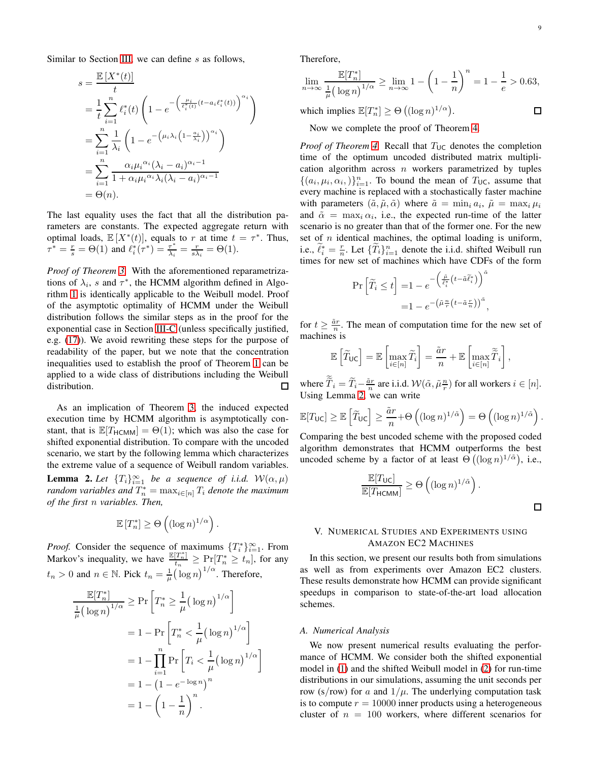Similar to Section III, we can define $s$ as follows,

$$
\begin{aligned}
s &= \frac{\mathbb{E}\left[X^*(t)\right]}{t} \\
&= \frac{1}{t}\sum_{i=1}^{n} \ell_i^*(t)\left(1 - e^{-\left(\frac{\mu_i}{\ell_i^*(t)}(t-a_i\ell_i^*(t))\right)^{\alpha_i}}\right) \\
&= \sum_{i=1}^{n} \frac{1}{\lambda_i}\left(1 - e^{-\left(\mu_i\lambda_i\left(1-\frac{a_i}{\lambda_i}\right)\right)^{\alpha_i}}\right) \\
&= \sum_{i=1}^{n} \frac{\alpha_i {\mu_i}^{\alpha_i}(\lambda_i - a_i)^{\alpha_i - 1}}{1+\alpha_i{\mu_i}^{\alpha_i}\lambda_i(\lambda_i-a_i)^{\alpha_i-1}} \\
&= \Theta(n).
\end{aligned}
$$

The last equality uses the fact that all the distribution parameters are constants. The expected aggregate return with optimal loads, $\mathbb{E}\left[X^*(t)\right]$, equals to $r$ at time $t = \tau^*$. Thus, $\tau^* = \frac{r}{s} = \Theta(1)$ and $\ell_i^*(\tau^*) = \frac{\tau^*}{\lambda_i} = \frac{r}{s\lambda_i} = \Theta(1)$.

*Proof of Theorem 3.* With the aforementioned reparametrizations of $\lambda_i$, $s$ and $\tau^*$, the HCMM algorithm defined in Algorithm 1 is identically applicable to the Weibull model. Proof of the asymptotic optimality of HCMM under the Weibull distribution follows the similar steps as in the proof for the exponential case in Section III-C (unless specifically justified, e.g. (17)). We avoid rewriting these steps for the purpose of readability of the paper, but we note that the concentration inequalities used to establish the proof of Theorem 1 can be applied to a wide class of distributions including the Weibull distribution. $\square$

As an implication of Theorem 3, the induced expected execution time by HCMM algorithm is asymptotically constant, that is $\mathbb{E}[T_{\mathsf{HCMM}}] = \Theta(1)$; which was also the case for shifted exponential distribution. To compare with the uncoded scenario, we start by the following lemma which characterizes the extreme value of a sequence of Weibull random variables.

**Lemma 2.** *Let $\{T_i\}_{i=1}^{\infty}$ be a sequence of i.i.d. $\mathcal{W}(\alpha, \mu)$ random variables and $T_n^* = \max_{i\in[n]} T_i$ denote the maximum of the first $n$ variables. Then,*

$$
\mathbb{E}\left[T_n^*\right] \geq \Theta\left((\log n)^{1/\alpha}\right).
$$

*Proof.* Consider the sequence of maximums $\{T_i^*\}_{i=1}^{\infty}$. From Markov's inequality, we have $\frac{\mathbb{E}[T_n^*]}{t_n} \geq \Pr[T_n^* \geq t_n]$, for any $t_n > 0$ and $n \in \mathbb{N}$. Pick $t_n = \frac{1}{\mu}\big(\log n\big)^{1/\alpha}$. Therefore,

$$
\begin{aligned}
\frac{\mathbb{E}[T_n^*]}{\frac{1}{\mu}\big(\log n\big)^{1/\alpha}} &\geq \Pr\left[T_n^* \geq \frac{1}{\mu}\big(\log n\big)^{1/\alpha}\right] \\
&= 1 - \Pr\left[T_n^* < \frac{1}{\mu}\big(\log n\big)^{1/\alpha}\right] \\
&= 1 - \prod_{i=1}^{n}\Pr\left[T_i < \frac{1}{\mu}\big(\log n\big)^{1/\alpha}\right] \\
&= 1 - \left(1 - e^{-\log n}\right)^n \\
&= 1 - \left(1 - \frac{1}{n}\right)^n.
\end{aligned}
$$

Therefore,

$$
\lim_{n\to\infty} \frac{\mathbb{E}[T_n^*]}{\frac{1}{\mu}\big(\log n\big)^{1/\alpha}} \geq \lim_{n\to\infty} 1 - \left(1-\frac{1}{n}\right)^n = 1 - \frac{1}{e} > 0.63,
$$

which implies $\mathbb{E}[T_n^*] \geq \Theta\left((\log n)^{1/\alpha}\right)$. $\square$

Now we complete the proof of Theorem 4.

*Proof of Theorem 4.* Recall that $T_{\mathsf{UC}}$ denotes the completion time of the optimum uncoded distributed matrix multiplication algorithm across $n$ workers parametrized by tuples $\{(a_i, \mu_i, \alpha_i,)\}_{i=1}^n$. To bound the mean of $T_{\mathsf{UC}}$, assume that every machine is replaced with a stochastically faster machine with parameters $(\tilde{a}, \tilde{\mu}, \tilde{\alpha})$ where $\tilde{a} = \min_i a_i$, $\tilde{\mu} = \max_i \mu_i$ and $\tilde{\alpha} = \max_i \alpha_i$, i.e., the expected run-time of the latter scenario is no greater than that of the former one. For the new set of $n$ identical machines, the optimal loading is uniform, i.e., $\tilde{\ell}_i^* = \frac{r}{n}$. Let $\{\widetilde{T}_i\}_{i=1}^n$ denote the i.i.d. shifted Weibull run times for new set of machines which have CDFs of the form

$$
\begin{aligned}
\Pr\left[\widetilde{T}_i \leq t\right] &= 1 - e^{-\left(\frac{\tilde{\mu}}{\tilde{\ell}_i^*}\left(t - \tilde{a}\tilde{\ell}_i^*\right)\right)^{\tilde{\alpha}}} \\
&= 1 - e^{-\left(\tilde{\mu}\frac{n}{r}\left(t - \tilde{a}\frac{r}{n}\right)\right)^{\tilde{\alpha}}},
\end{aligned}
$$

for $t \geq \frac{\tilde{a}r}{n}$. The mean of computation time for the new set of machines is

$$
\mathbb{E}\left[\widetilde{T}_{\mathsf{UC}}\right] = \mathbb{E}\left[\max_{i\in[n]} \widetilde{T}_i\right] = \frac{\tilde{a}r}{n} + \mathbb{E}\left[\max_{i\in[n]} \widetilde{\widetilde{T}}_i\right],
$$

where $\widetilde{\widetilde{T}}_i = \widetilde{T}_i - \frac{\tilde{a}r}{n}$ are i.i.d. $\mathcal{W}(\tilde{\alpha}, \tilde{\mu}\frac{n}{r})$ for all workers $i \in [n]$. Using Lemma 2, we can write

$$
\mathbb{E}[T_{\mathsf{UC}}] \geq \mathbb{E}\left[\widetilde{T}_{\mathsf{UC}}\right] \geq \frac{\tilde{a}r}{n} + \Theta\left((\log n)^{1/\tilde{\alpha}}\right) = \Theta\left((\log n)^{1/\tilde{\alpha}}\right).
$$

Comparing the best uncoded scheme with the proposed coded algorithm demonstrates that HCMM outperforms the best uncoded scheme by a factor of at least $\Theta\left((\log n)^{1/\tilde{\alpha}}\right)$, i.e.,

$$
\frac{\mathbb{E}[T_{\mathsf{UC}}]}{\mathbb{E}[T_{\mathsf{HCMM}}]} \geq \Theta\left((\log n)^{1/\tilde{\alpha}}\right).
$$

$\square$

## V. Numerical Studies and Experiments using Amazon EC2 Machines

In this section, we present our results both from simulations as well as from experiments over Amazon EC2 clusters. These results demonstrate how HCMM can provide significant speedups in comparison to state-of-the-art load allocation schemes.

### A. Numerical Analysis

We now present numerical results evaluating the performance of HCMM. We consider both the shifted exponential model in (1) and the shifted Weibull model in (2) for run-time distributions in our simulations, assuming the unit seconds per row (s/row) for $a$ and $1/\mu$. The underlying computation task is to compute $r = 10000$ inner products using a heterogeneous cluster of $n = 100$ workers, where different scenarios for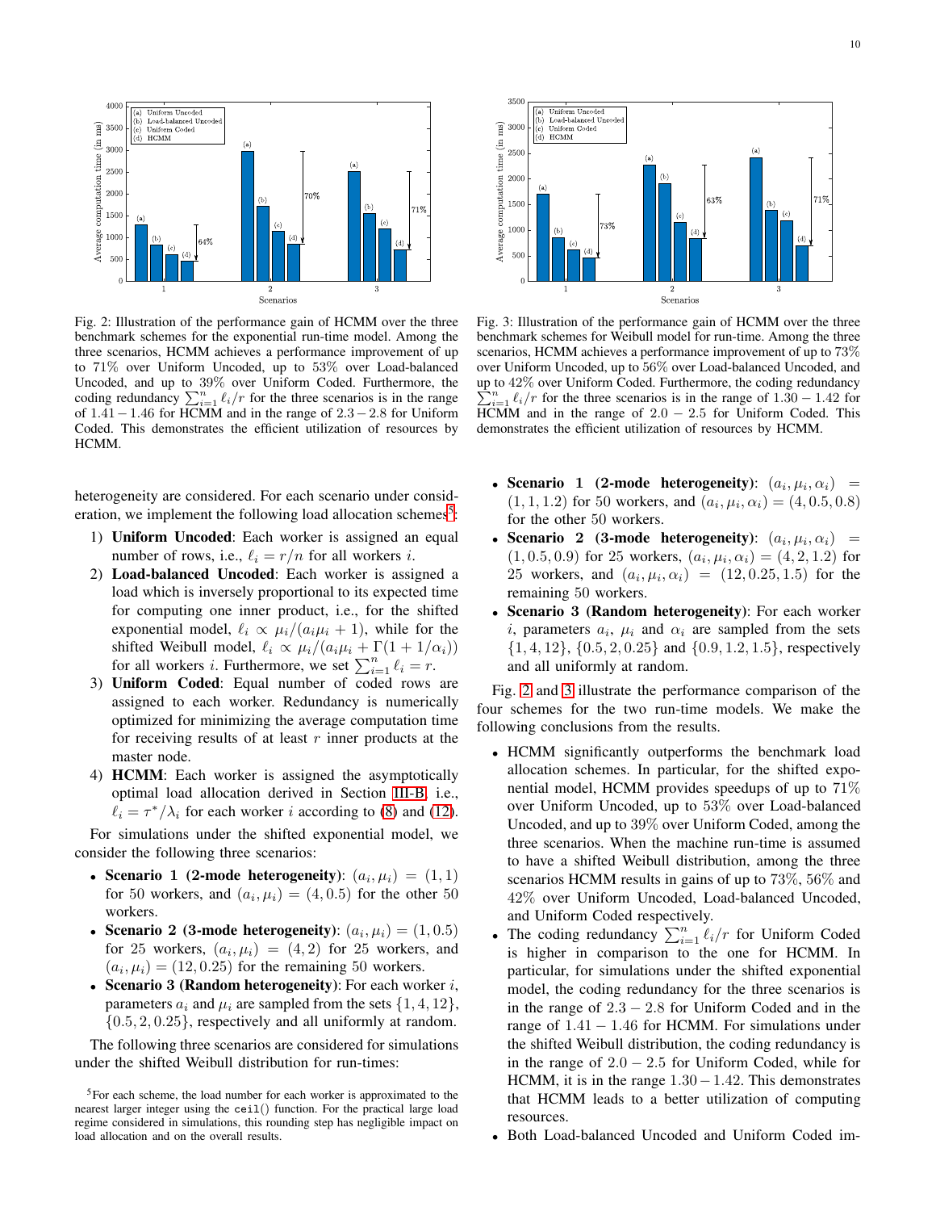Fig. 2: Illustration of the performance gain of HCMM over the three benchmark schemes for the exponential run-time model. Among the three scenarios, HCMM achieves a performance improvement of up to 71% over Uniform Uncoded, up to 53% over Load-balanced Uncoded, and up to 39% over Uniform Coded. Furthermore, the coding redundancy $\sum_{i=1}^{n} \ell_i / r$ for the three scenarios is in the range of $1.41 - 1.46$ for HCMM and in the range of $2.3 - 2.8$ for Uniform Coded. This demonstrates the efficient utilization of resources by HCMM.

Fig. 3: Illustration of the performance gain of HCMM over the three benchmark schemes for Weibull model for run-time. Among the three scenarios, HCMM achieves a performance improvement of up to 73% over Uniform Uncoded, up to 56% over Load-balanced Uncoded, and up to 42% over Uniform Coded. Furthermore, the coding redundancy $\sum_{i=1}^{n} \ell_i / r$ for the three scenarios is in the range of $1.30 - 1.42$ for HCMM and in the range of $2.0 - 2.5$ for Uniform Coded. This demonstrates the efficient utilization of resources by HCMM.

heterogeneity are considered. For each scenario under consideration, we implement the following load allocation schemes[5]:

1) **Uniform Uncoded**: Each worker is assigned an equal number of rows, i.e., $\ell_i = r/n$ for all workers $i$.
2) **Load-balanced Uncoded**: Each worker is assigned a load which is inversely proportional to its expected time for computing one inner product, i.e., for the shifted exponential model, $\ell_i \propto \mu_i/(a_i\mu_i + 1)$, while for the shifted Weibull model, $\ell_i \propto \mu_i/(a_i\mu_i + \Gamma(1 + 1/\alpha_i))$ for all workers $i$. Furthermore, we set $\sum_{i=1}^{n} \ell_i = r$.
3) **Uniform Coded**: Equal number of coded rows are assigned to each worker. Redundancy is numerically optimized for minimizing the average computation time for receiving results of at least $r$ inner products at the master node.
4) **HCMM**: Each worker is assigned the asymptotically optimal load allocation derived in Section III-B, i.e., $\ell_i = \tau^*/\lambda_i$ for each worker $i$ according to (8) and (12).

For simulations under the shifted exponential model, we consider the following three scenarios:

- **Scenario 1 (2-mode heterogeneity)**: $(a_i, \mu_i) = (1, 1)$ for 50 workers, and $(a_i, \mu_i) = (4, 0.5)$ for the other 50 workers.
- **Scenario 2 (3-mode heterogeneity)**: $(a_i, \mu_i) = (1, 0.5)$ for 25 workers, $(a_i, \mu_i) = (4, 2)$ for 25 workers, and $(a_i, \mu_i) = (12, 0.25)$ for the remaining 50 workers.
- **Scenario 3 (Random heterogeneity)**: For each worker $i$, parameters $a_i$ and $\mu_i$ are sampled from the sets $\{1, 4, 12\}$, $\{0.5, 2, 0.25\}$, respectively and all uniformly at random.

The following three scenarios are considered for simulations under the shifted Weibull distribution for run-times:

- **Scenario 1 (2-mode heterogeneity)**: $(a_i, \mu_i, \alpha_i) = (1, 1, 1.2)$ for 50 workers, and $(a_i, \mu_i, \alpha_i) = (4, 0.5, 0.8)$ for the other 50 workers.
- **Scenario 2 (3-mode heterogeneity)**: $(a_i, \mu_i, \alpha_i) = (1, 0.5, 0.9)$ for 25 workers, $(a_i, \mu_i, \alpha_i) = (4, 2, 1.2)$ for 25 workers, and $(a_i, \mu_i, \alpha_i) = (12, 0.25, 1.5)$ for the remaining 50 workers.
- **Scenario 3 (Random heterogeneity)**: For each worker $i$, parameters $a_i$, $\mu_i$ and $\alpha_i$ are sampled from the sets $\{1, 4, 12\}$, $\{0.5, 2, 0.25\}$ and $\{0.9, 1.2, 1.5\}$, respectively and all uniformly at random.

Fig. 2 and 3 illustrate the performance comparison of the four schemes for the two run-time models. We make the following conclusions from the results.

- HCMM significantly outperforms the benchmark load allocation schemes. In particular, for the shifted exponential model, HCMM provides speedups of up to 71% over Uniform Uncoded, up to 53% over Load-balanced Uncoded, and up to 39% over Uniform Coded, among the three scenarios. When the machine run-time is assumed to have a shifted Weibull distribution, among the three scenarios HCMM results in gains of up to 73%, 56% and 42% over Uniform Uncoded, Load-balanced Uncoded, and Uniform Coded respectively.
- The coding redundancy $\sum_{i=1}^{n} \ell_i / r$ for Uniform Coded is higher in comparison to the one for HCMM. In particular, for simulations under the shifted exponential model, the coding redundancy for the three scenarios is in the range of $2.3 - 2.8$ for Uniform Coded and in the range of $1.41 - 1.46$ for HCMM. For simulations under the shifted Weibull distribution, the coding redundancy is in the range of $2.0 - 2.5$ for Uniform Coded, while for HCMM, it is in the range $1.30 - 1.42$. This demonstrates that HCMM leads to a better utilization of computing resources.
- Both Load-balanced Uncoded and Uniform Coded im-

[5] For each scheme, the load number for each worker is approximated to the nearest larger integer using the `ceil()` function. For the practical large load regime considered in simulations, this rounding step has negligible impact on load allocation and on the overall results.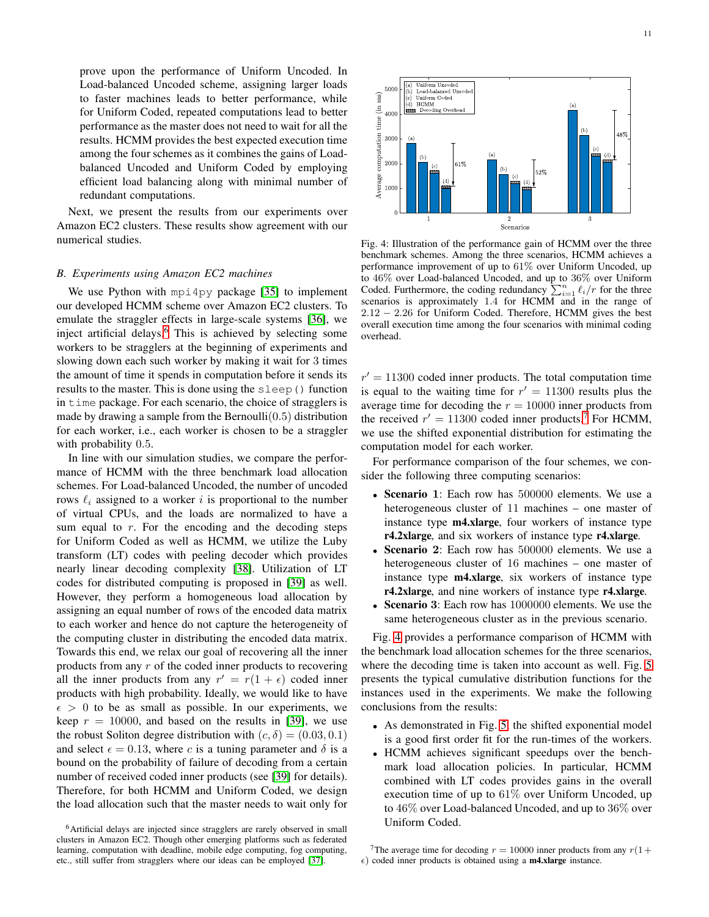prove upon the performance of Uniform Uncoded. In Load-balanced Uncoded scheme, assigning larger loads to faster machines leads to better performance, while for Uniform Coded, repeated computations lead to better performance as the master does not need to wait for all the results. HCMM provides the best expected execution time among the four schemes as it combines the gains of Load-balanced Uncoded and Uniform Coded by employing efficient load balancing along with minimal number of redundant computations.

Next, we present the results from our experiments over Amazon EC2 clusters. These results show agreement with our numerical studies.

### B. Experiments using Amazon EC2 machines

We use Python with `mpi4py` package [35] to implement our developed HCMM scheme over Amazon EC2 clusters. To emulate the straggler effects in large-scale systems [36], we inject artificial delays.[6] This is achieved by selecting some workers to be stragglers at the beginning of experiments and slowing down each such worker by making it wait for 3 times the amount of time it spends in computation before it sends its results to the master. This is done using the `sleep()` function in `time` package. For each scenario, the choice of stragglers is made by drawing a sample from the Bernoulli$(0.5)$ distribution for each worker, i.e., each worker is chosen to be a straggler with probability 0.5.

In line with our simulation studies, we compare the performance of HCMM with the three benchmark load allocation schemes. For Load-balanced Uncoded, the number of uncoded rows $\ell_i$ assigned to a worker $i$ is proportional to the number of virtual CPUs, and the loads are normalized to have a sum equal to $r$. For the encoding and the decoding steps for Uniform Coded as well as HCMM, we utilize the Luby transform (LT) codes with peeling decoder which provides nearly linear decoding complexity [38]. Utilization of LT codes for distributed computing is proposed in [39] as well. However, they perform a homogeneous load allocation by assigning an equal number of rows of the encoded data matrix to each worker and hence do not capture the heterogeneity of the computing cluster in distributing the encoded data matrix. Towards this end, we relax our goal of recovering all the inner products from any $r$ of the coded inner products to recovering all the inner products from any $r' = r(1+\epsilon)$ coded inner products with high probability. Ideally, we would like to have $\epsilon > 0$ to be as small as possible. In our experiments, we keep $r = 10000$, and based on the results in [39], we use the robust Soliton degree distribution with $(c, \delta) = (0.03, 0.1)$ and select $\epsilon = 0.13$, where $c$ is a tuning parameter and $\delta$ is a bound on the probability of failure of decoding from a certain number of received coded inner products (see [39] for details). Therefore, for both HCMM and Uniform Coded, we design the load allocation such that the master needs to wait only for $r' = 11300$ coded inner products. The total computation time is equal to the waiting time for $r' = 11300$ results plus the average time for decoding the $r = 10000$ inner products from the received $r' = 11300$ coded inner products.[7] For HCMM, we use the shifted exponential distribution for estimating the computation model for each worker.

Fig. 4: Illustration of the performance gain of HCMM over the three benchmark schemes. Among the three scenarios, HCMM achieves a performance improvement of up to 61% over Uniform Uncoded, up to 46% over Load-balanced Uncoded, and up to 36% over Uniform Coded. Furthermore, the coding redundancy $\sum_{i=1}^{n} \ell_i / r$ for the three scenarios is approximately 1.4 for HCMM and in the range of $2.12-2.26$ for Uniform Coded. Therefore, HCMM gives the best overall execution time among the four scenarios with minimal coding overhead.

For performance comparison of the four schemes, we consider the following three computing scenarios:

- **Scenario 1**: Each row has 500000 elements. We use a heterogeneous cluster of 11 machines – one master of instance type **m4.xlarge**, four workers of instance type **r4.2xlarge**, and six workers of instance type **r4.xlarge**.
- **Scenario 2**: Each row has 500000 elements. We use a heterogeneous cluster of 16 machines – one master of instance type **m4.xlarge**, six workers of instance type **r4.2xlarge**, and nine workers of instance type **r4.xlarge**.
- **Scenario 3**: Each row has 1000000 elements. We use the same heterogeneous cluster as in the previous scenario.

Fig. 4 provides a performance comparison of HCMM with the benchmark load allocation schemes for the three scenarios, where the decoding time is taken into account as well. Fig. 5 presents the typical cumulative distribution functions for the instances used in the experiments. We make the following conclusions from the results:

- As demonstrated in Fig. 5, the shifted exponential model is a good first order fit for the run-times of the workers.
- HCMM achieves significant speedups over the benchmark load allocation policies. In particular, HCMM combined with LT codes provides gains in the overall execution time of up to 61% over Uniform Uncoded, up to 46% over Load-balanced Uncoded, and up to 36% over Uniform Coded.

[6] Artificial delays are injected since stragglers are rarely observed in small clusters in Amazon EC2. Though other emerging platforms such as federated learning, computation with deadline, mobile edge computing, fog computing, etc., still suffer from stragglers where our ideas can be employed [37].

[7] The average time for decoding $r = 10000$ inner products from any $r(1+\epsilon)$ coded inner products is obtained using a **m4.xlarge** instance.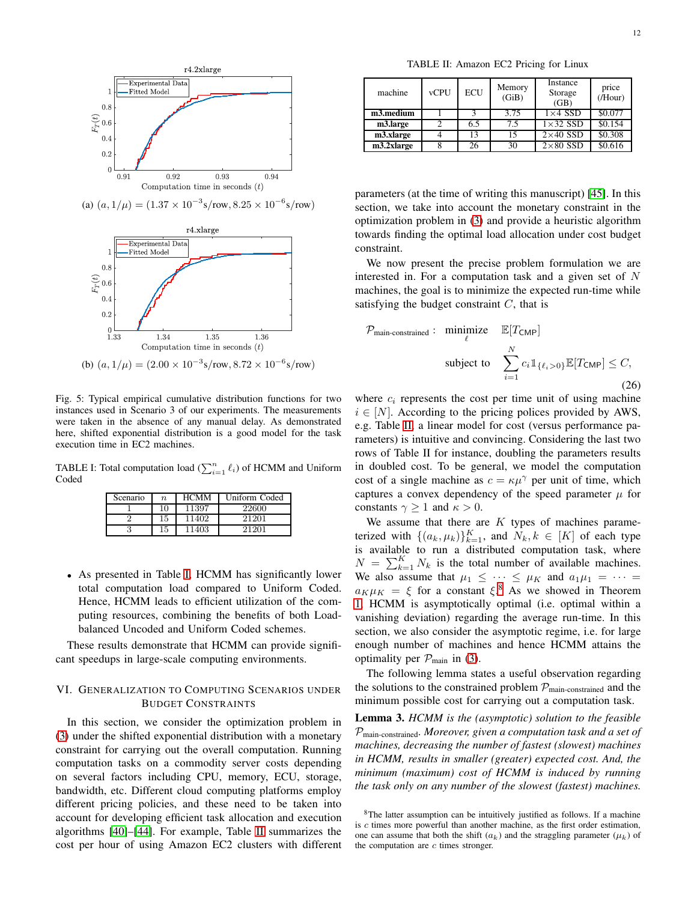(a) $(a, 1/\mu) = (1.37 \times 10^{-3}\text{s/row}, 8.25 \times 10^{-6}\text{s/row})$

(b) $(a, 1/\mu) = (2.00 \times 10^{-3}\text{s/row}, 8.72 \times 10^{-6}\text{s/row})$

Fig. 5: Typical empirical cumulative distribution functions for two instances used in Scenario 3 of our experiments. The measurements were taken in the absence of any manual delay. As demonstrated here, shifted exponential distribution is a good model for the task execution time in EC2 machines.

TABLE I: Total computation load ($\sum_{i=1}^{n} \ell_i$) of HCMM and Uniform Coded

| Scenario | $n$ | HCMM | Uniform Coded |
|---|---|---|---|
| 1 | 10 | 11397 | 22600 |
| 2 | 15 | 11402 | 21201 |
| 3 | 15 | 11403 | 21201 |

- As presented in Table I, HCMM has significantly lower total computation load compared to Uniform Coded. Hence, HCMM leads to efficient utilization of the computing resources, combining the benefits of both Load-balanced Uncoded and Uniform Coded schemes.

These results demonstrate that HCMM can provide significant speedups in large-scale computing environments.

## VI. Generalization to Computing Scenarios under Budget Constraints

In this section, we consider the optimization problem in (3) under the shifted exponential distribution with a monetary constraint for carrying out the overall computation. Running computation tasks on a commodity server costs depending on several factors including CPU, memory, ECU, storage, bandwidth, etc. Different cloud computing platforms employ different pricing policies, and these need to be taken into account for developing efficient task allocation and execution algorithms [40]–[44]. For example, Table II summarizes the cost per hour of using Amazon EC2 clusters with different parameters (at the time of writing this manuscript) [45]. In this section, we take into account the monetary constraint in the optimization problem in (3) and provide a heuristic algorithm towards finding the optimal load allocation under cost budget constraint.

TABLE II: Amazon EC2 Pricing for Linux

| machine | vCPU | ECU | Memory (GiB) | Instance Storage (GB) | price (/Hour) |
|---|---|---|---|---|---|
| **m3.medium** | 1 | 3 | 3.75 | 1×4 SSD | \$0.077 |
| **m3.large** | 2 | 6.5 | 7.5 | 1×32 SSD | \$0.154 |
| **m3.xlarge** | 4 | 13 | 15 | 2×40 SSD | \$0.308 |
| **m3.2xlarge** | 8 | 26 | 30 | 2×80 SSD | \$0.616 |

We now present the precise problem formulation we are interested in. For a computation task and a given set of $N$ machines, the goal is to minimize the expected run-time while satisfying the budget constraint $C$, that is

$$\mathcal{P}_{\text{main-constrained}}: \quad \underset{\ell}{\text{minimize}} \quad \mathbb{E}[T_{\mathsf{CMP}}]$$
$$\text{subject to} \quad \sum_{i=1}^{N} c_i \mathbb{1}_{\{\ell_i > 0\}} \mathbb{E}[T_{\mathsf{CMP}}] \leq C, \tag{26}$$

where $c_i$ represents the cost per time unit of using machine $i \in [N]$. According to the pricing polices provided by AWS, e.g. Table II, a linear model for cost (versus performance parameters) is intuitive and convincing. Considering the last two rows of Table II for instance, doubling the parameters results in doubled cost. To be general, we model the computation cost of a single machine as $c = \kappa\mu^{\gamma}$ per unit of time, which captures a convex dependency of the speed parameter $\mu$ for constants $\gamma \geq 1$ and $\kappa > 0$.

We assume that there are $K$ types of machines parameterized with $\{(a_k, \mu_k)\}_{k=1}^{K}$, and $N_k, k \in [K]$ of each type is available to run a distributed computation task, where $N = \sum_{k=1}^{K} N_k$ is the total number of available machines. We also assume that $\mu_1 \leq \cdots \leq \mu_K$ and $a_1\mu_1 = \cdots = a_K\mu_K = \xi$ for a constant $\xi$.[8] As we showed in Theorem 1, HCMM is asymptotically optimal (i.e. optimal within a vanishing deviation) regarding the average run-time. In this section, we also consider the asymptotic regime, i.e. for large enough number of machines and hence HCMM attains the optimality per $\mathcal{P}_{\text{main}}$ in (3).

The following lemma states a useful observation regarding the solutions to the constrained problem $\mathcal{P}_{\text{main-constrained}}$ and the minimum possible cost for carrying out a computation task.

**Lemma 3.** *HCMM is the (asymptotic) solution to the feasible $\mathcal{P}_{\text{main-constrained}}$. Moreover, given a computation task and a set of machines, decreasing the number of fastest (slowest) machines in HCMM, results in smaller (greater) expected cost. And, the minimum (maximum) cost of HCMM is induced by running the task only on any number of the slowest (fastest) machines.*

[8] The latter assumption can be intuitively justified as follows. If a machine is $c$ times more powerful than another machine, as the first order estimation, one can assume that both the shift ($a_k$) and the straggling parameter ($\mu_k$) of the computation are $c$ times stronger.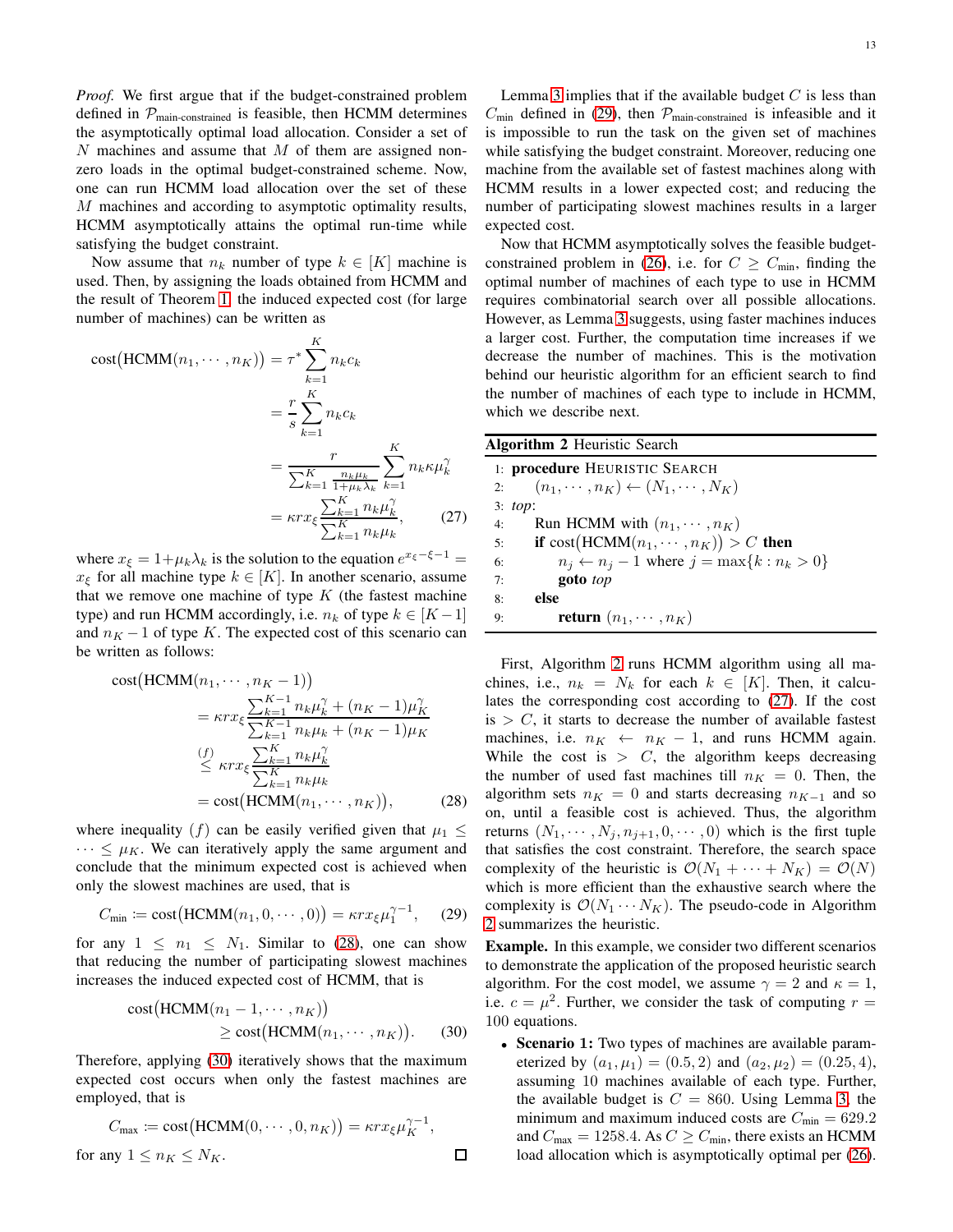*Proof.* We first argue that if the budget-constrained problem defined in $\mathcal{P}_{\text{main-constrained}}$ is feasible, then HCMM determines the asymptotically optimal load allocation. Consider a set of $N$ machines and assume that $M$ of them are assigned non-zero loads in the optimal budget-constrained scheme. Now, one can run HCMM load allocation over the set of these $M$ machines and according to asymptotic optimality results, HCMM asymptotically attains the optimal run-time while satisfying the budget constraint.

Now assume that $n_k$ number of type $k \in [K]$ machine is used. Then, by assigning the loads obtained from HCMM and the result of Theorem 1, the induced expected cost (for large number of machines) can be written as

$$
\begin{aligned}
\text{cost}\big(\text{HCMM}(n_1, \cdots, n_K)\big) &= \tau^* \sum_{k=1}^{K} n_k c_k \\
&= \frac{r}{s} \sum_{k=1}^{K} n_k c_k \\
&= \frac{r}{\sum_{k=1}^{K} \frac{n_k \mu_k}{1+\mu_k \lambda_k}} \sum_{k=1}^{K} n_k \kappa \mu_k^{\gamma} \\
&= \kappa r x_\xi \frac{\sum_{k=1}^{K} n_k \mu_k^{\gamma}}{\sum_{k=1}^{K} n_k \mu_k}, \qquad (27)
\end{aligned}
$$

where $x_\xi = 1 + \mu_k \lambda_k$ is the solution to the equation $e^{x_\xi - \xi - 1} = x_\xi$ for all machine type $k \in [K]$. In another scenario, assume that we remove one machine of type $K$ (the fastest machine type) and run HCMM accordingly, i.e. $n_k$ of type $k \in [K-1]$ and $n_K - 1$ of type $K$. The expected cost of this scenario can be written as follows:

$$
\begin{aligned}
&\text{cost}\big(\text{HCMM}(n_1, \cdots, n_K - 1)\big) \\
&\quad = \kappa r x_\xi \frac{\sum_{k=1}^{K-1} n_k \mu_k^{\gamma} + (n_K - 1)\mu_K^{\gamma}}{\sum_{k=1}^{K-1} n_k \mu_k + (n_K - 1)\mu_K} \\
&\quad \overset{(f)}{\leq} \kappa r x_\xi \frac{\sum_{k=1}^{K} n_k \mu_k^{\gamma}}{\sum_{k=1}^{K} n_k \mu_k} \\
&\quad = \text{cost}\big(\text{HCMM}(n_1, \cdots, n_K)\big), \qquad (28)
\end{aligned}
$$

where inequality $(f)$ can be easily verified given that $\mu_1 \leq \cdots \leq \mu_K$. We can iteratively apply the same argument and conclude that the minimum expected cost is achieved when only the slowest machines are used, that is

$$
C_{\min} \coloneqq \text{cost}\big(\text{HCMM}(n_1, 0, \cdots, 0)\big) = \kappa r x_\xi \mu_1^{\gamma - 1}, \qquad (29)
$$

for any $1 \leq n_1 \leq N_1$. Similar to (28), one can show that reducing the number of participating slowest machines increases the induced expected cost of HCMM, that is

$$
\begin{aligned}
\text{cost}&\big(\text{HCMM}(n_1 - 1, \cdots, n_K)\big) \\
&\geq \text{cost}\big(\text{HCMM}(n_1, \cdots, n_K)\big). \qquad (30)
\end{aligned}
$$

Therefore, applying (30) iteratively shows that the maximum expected cost occurs when only the fastest machines are employed, that is

$$
C_{\max} \coloneqq \text{cost}\big(\text{HCMM}(0, \cdots, 0, n_K)\big) = \kappa r x_\xi \mu_K^{\gamma - 1},
$$

for any $1 \leq n_K \leq N_K$. □

Lemma 3 implies that if the available budget $C$ is less than $C_{\min}$ defined in (29), then $\mathcal{P}_{\text{main-constrained}}$ is infeasible and it is impossible to run the task on the given set of machines while satisfying the budget constraint. Moreover, reducing one machine from the available set of fastest machines along with HCMM results in a lower expected cost; and reducing the number of participating slowest machines results in a larger expected cost.

Now that HCMM asymptotically solves the feasible budget-constrained problem in (26), i.e. for $C \geq C_{\min}$, finding the optimal number of machines of each type to use in HCMM requires combinatorial search over all possible allocations. However, as Lemma 3 suggests, using faster machines induces a larger cost. Further, the computation time increases if we decrease the number of machines. This is the motivation behind our heuristic algorithm for an efficient search to find the number of machines of each type to include in HCMM, which we describe next.

**Algorithm 2** Heuristic Search

```
1: procedure HEURISTIC SEARCH
2:     (n_1, ··· , n_K) ← (N_1, ··· , N_K)
3: top:
4:     Run HCMM with (n_1, ··· , n_K)
5:     if cost(HCMM(n_1, ··· , n_K)) > C then
6:         n_j ← n_j − 1 where j = max{k : n_k > 0}
7:         goto top
8:     else
9:         return (n_1, ··· , n_K)
```

First, Algorithm 2 runs HCMM algorithm using all machines, i.e., $n_k = N_k$ for each $k \in [K]$. Then, it calculates the corresponding cost according to (27). If the cost is $> C$, it starts to decrease the number of available fastest machines, i.e. $n_K \leftarrow n_K - 1$, and runs HCMM again. While the cost is $> C$, the algorithm keeps decreasing the number of used fast machines till $n_K = 0$. Then, the algorithm sets $n_K = 0$ and starts decreasing $n_{K-1}$ and so on, until a feasible cost is achieved. Thus, the algorithm returns $(N_1, \cdots, N_j, n_{j+1}, 0, \cdots, 0)$ which is the first tuple that satisfies the cost constraint. Therefore, the search space complexity of the heuristic is $\mathcal{O}(N_1 + \cdots + N_K) = \mathcal{O}(N)$ which is more efficient than the exhaustive search where the complexity is $\mathcal{O}(N_1 \cdots N_K)$. The pseudo-code in Algorithm 2 summarizes the heuristic.

**Example.** In this example, we consider two different scenarios to demonstrate the application of the proposed heuristic search algorithm. For the cost model, we assume $\gamma = 2$ and $\kappa = 1$, i.e. $c = \mu^2$. Further, we consider the task of computing $r = 100$ equations.

- **Scenario 1:** Two types of machines are available parameterized by $(a_1, \mu_1) = (0.5, 2)$ and $(a_2, \mu_2) = (0.25, 4)$, assuming 10 machines available of each type. Further, the available budget is $C = 860$. Using Lemma 3, the minimum and maximum induced costs are $C_{\min} = 629.2$ and $C_{\max} = 1258.4$. As $C \geq C_{\min}$, there exists an HCMM load allocation which is asymptotically optimal per (26).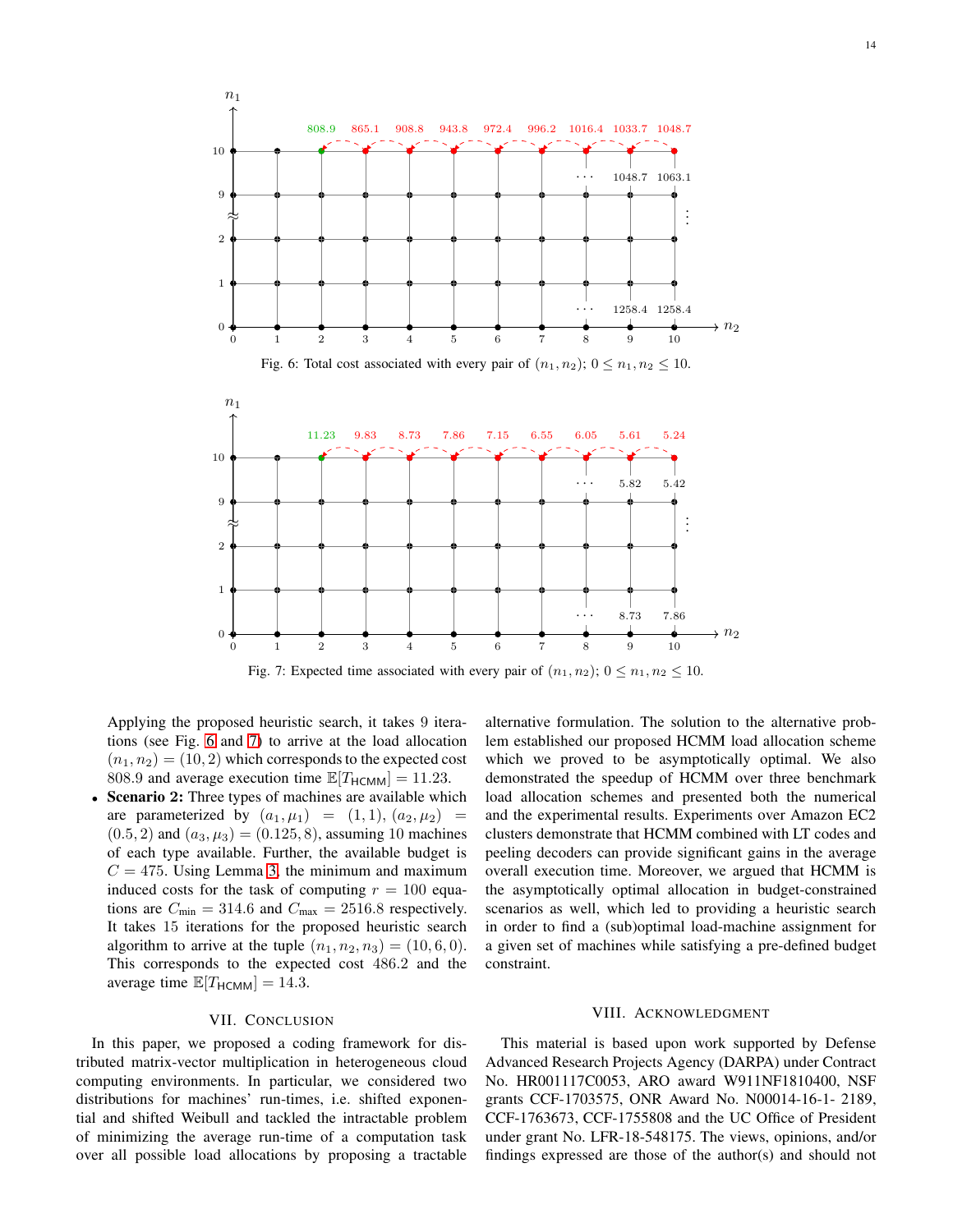Fig. 6: Total cost associated with every pair of $(n_1, n_2)$; $0 \leq n_1, n_2 \leq 10$.

Fig. 7: Expected time associated with every pair of $(n_1, n_2)$; $0 \leq n_1, n_2 \leq 10$.

Applying the proposed heuristic search, it takes 9 iterations (see Fig. 6 and 7) to arrive at the load allocation $(n_1, n_2) = (10, 2)$ which corresponds to the expected cost 808.9 and average execution time $\mathbb{E}[T_{\mathsf{HCMM}}] = 11.23$.

- **Scenario 2:** Three types of machines are available which are parameterized by $(a_1, \mu_1) = (1, 1)$, $(a_2, \mu_2) = (0.5, 2)$ and $(a_3, \mu_3) = (0.125, 8)$, assuming 10 machines of each type available. Further, the available budget is $C = 475$. Using Lemma 3, the minimum and maximum induced costs for the task of computing $r = 100$ equations are $C_{\text{min}} = 314.6$ and $C_{\text{max}} = 2516.8$ respectively. It takes 15 iterations for the proposed heuristic search algorithm to arrive at the tuple $(n_1, n_2, n_3) = (10, 6, 0)$. This corresponds to the expected cost 486.2 and the average time $\mathbb{E}[T_{\mathsf{HCMM}}] = 14.3$.

## VII. Conclusion

In this paper, we proposed a coding framework for distributed matrix-vector multiplication in heterogeneous cloud computing environments. In particular, we considered two distributions for machines' run-times, i.e. shifted exponential and shifted Weibull and tackled the intractable problem of minimizing the average run-time of a computation task over all possible load allocations by proposing a tractable alternative formulation. The solution to the alternative problem established our proposed HCMM load allocation scheme which we proved to be asymptotically optimal. We also demonstrated the speedup of HCMM over three benchmark load allocation schemes and presented both the numerical and the experimental results. Experiments over Amazon EC2 clusters demonstrate that HCMM combined with LT codes and peeling decoders can provide significant gains in the average overall execution time. Moreover, we argued that HCMM is the asymptotically optimal allocation in budget-constrained scenarios as well, which led to providing a heuristic search in order to find a (sub)optimal load-machine assignment for a given set of machines while satisfying a pre-defined budget constraint.

## VIII. Acknowledgment

This material is based upon work supported by Defense Advanced Research Projects Agency (DARPA) under Contract No. HR001117C0053, ARO award W911NF1810400, NSF grants CCF-1703575, ONR Award No. N00014-16-1- 2189, CCF-1763673, CCF-1755808 and the UC Office of President under grant No. LFR-18-548175. The views, opinions, and/or findings expressed are those of the author(s) and should not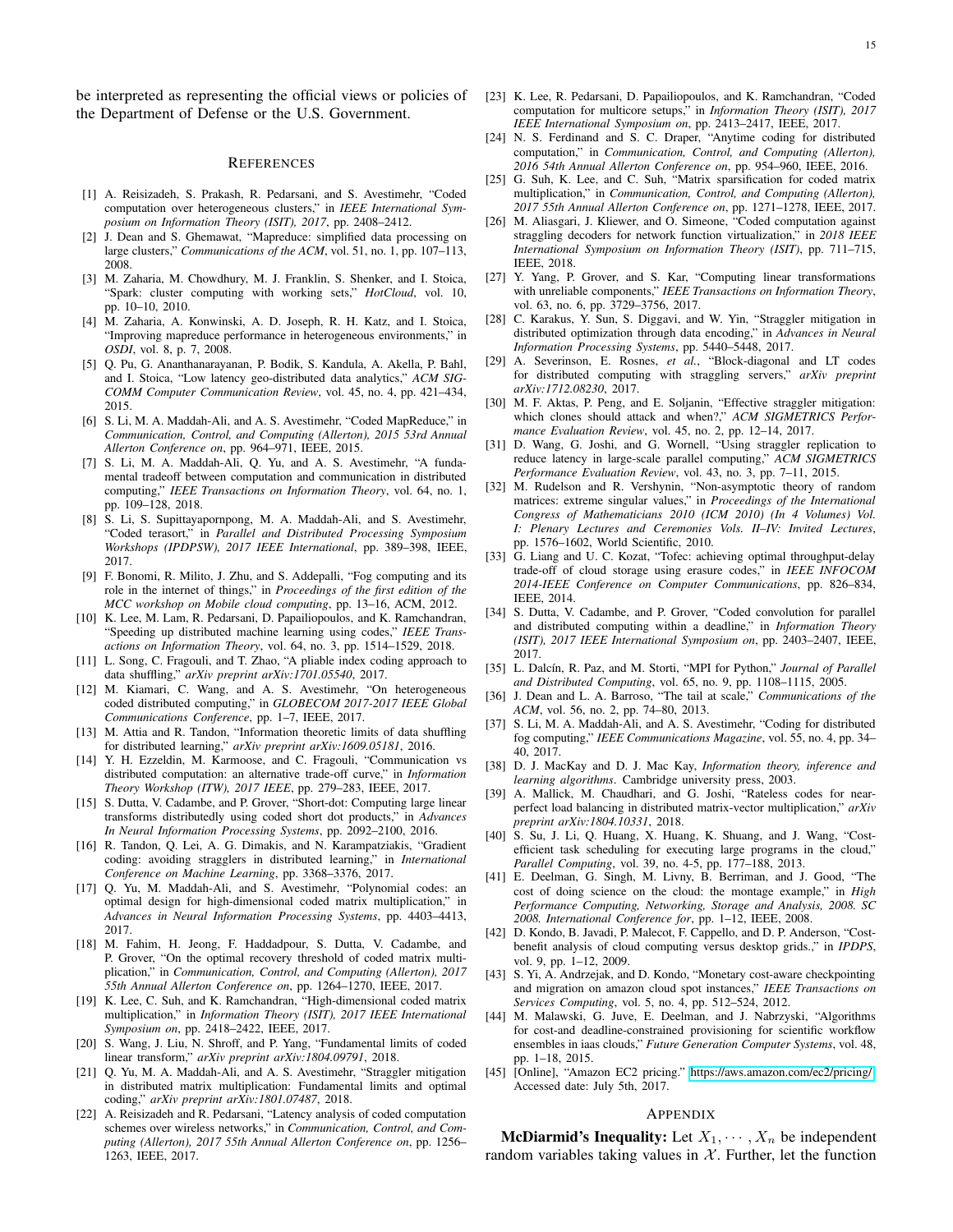be interpreted as representing the official views or policies of the Department of Defense or the U.S. Government.

## References

[1] A. Reisizadeh, S. Prakash, R. Pedarsani, and S. Avestimehr, "Coded computation over heterogeneous clusters," in *IEEE International Symposium on Information Theory (ISIT), 2017*, pp. 2408–2412.

[2] J. Dean and S. Ghemawat, "Mapreduce: simplified data processing on large clusters," *Communications of the ACM*, vol. 51, no. 1, pp. 107–113, 2008.

[3] M. Zaharia, M. Chowdhury, M. J. Franklin, S. Shenker, and I. Stoica, "Spark: cluster computing with working sets," *HotCloud*, vol. 10, pp. 10–10, 2010.

[4] M. Zaharia, A. Konwinski, A. D. Joseph, R. H. Katz, and I. Stoica, "Improving mapreduce performance in heterogeneous environments," in *OSDI*, vol. 8, p. 7, 2008.

[5] Q. Pu, G. Ananthanarayanan, P. Bodik, S. Kandula, A. Akella, P. Bahl, and I. Stoica, "Low latency geo-distributed data analytics," *ACM SIGCOMM Computer Communication Review*, vol. 45, no. 4, pp. 421–434, 2015.

[6] S. Li, M. A. Maddah-Ali, and A. S. Avestimehr, "Coded MapReduce," in *Communication, Control, and Computing (Allerton), 2015 53rd Annual Allerton Conference on*, pp. 964–971, IEEE, 2015.

[7] S. Li, M. A. Maddah-Ali, Q. Yu, and A. S. Avestimehr, "A fundamental tradeoff between computation and communication in distributed computing," *IEEE Transactions on Information Theory*, vol. 64, no. 1, pp. 109–128, 2018.

[8] S. Li, S. Supittayapornpong, M. A. Maddah-Ali, and S. Avestimehr, "Coded terasort," in *Parallel and Distributed Processing Symposium Workshops (IPDPSW), 2017 IEEE International*, pp. 389–398, IEEE, 2017.

[9] F. Bonomi, R. Milito, J. Zhu, and S. Addepalli, "Fog computing and its role in the internet of things," in *Proceedings of the first edition of the MCC workshop on Mobile cloud computing*, pp. 13–16, ACM, 2012.

[10] K. Lee, M. Lam, R. Pedarsani, D. Papailiopoulos, and K. Ramchandran, "Speeding up distributed machine learning using codes," *IEEE Transactions on Information Theory*, vol. 64, no. 3, pp. 1514–1529, 2018.

[11] L. Song, C. Fragouli, and T. Zhao, "A pliable index coding approach to data shuffling," *arXiv preprint arXiv:1701.05540*, 2017.

[12] M. Kiamari, C. Wang, and A. S. Avestimehr, "On heterogeneous coded distributed computing," in *GLOBECOM 2017-2017 IEEE Global Communications Conference*, pp. 1–7, IEEE, 2017.

[13] M. Attia and R. Tandon, "Information theoretic limits of data shuffling for distributed learning," *arXiv preprint arXiv:1609.05181*, 2016.

[14] Y. H. Ezzeldin, M. Karmoose, and C. Fragouli, "Communication vs distributed computation: an alternative trade-off curve," in *Information Theory Workshop (ITW), 2017 IEEE*, pp. 279–283, IEEE, 2017.

[15] S. Dutta, V. Cadambe, and P. Grover, "Short-dot: Computing large linear transforms distributedly using coded short dot products," in *Advances In Neural Information Processing Systems*, pp. 2092–2100, 2016.

[16] R. Tandon, Q. Lei, A. G. Dimakis, and N. Karampatziakis, "Gradient coding: avoiding stragglers in distributed learning," in *International Conference on Machine Learning*, pp. 3368–3376, 2017.

[17] Q. Yu, M. Maddah-Ali, and S. Avestimehr, "Polynomial codes: an optimal design for high-dimensional coded matrix multiplication," in *Advances in Neural Information Processing Systems*, pp. 4403–4413, 2017.

[18] M. Fahim, H. Jeong, F. Haddadpour, S. Dutta, V. Cadambe, and P. Grover, "On the optimal recovery threshold of coded matrix multiplication," in *Communication, Control, and Computing (Allerton), 2017 55th Annual Allerton Conference on*, pp. 1264–1270, IEEE, 2017.

[19] K. Lee, C. Suh, and K. Ramchandran, "High-dimensional coded matrix multiplication," in *Information Theory (ISIT), 2017 IEEE International Symposium on*, pp. 2418–2422, IEEE, 2017.

[20] S. Wang, J. Liu, N. Shroff, and P. Yang, "Fundamental limits of coded linear transform," *arXiv preprint arXiv:1804.09791*, 2018.

[21] Q. Yu, M. A. Maddah-Ali, and A. S. Avestimehr, "Straggler mitigation in distributed matrix multiplication: Fundamental limits and optimal coding," *arXiv preprint arXiv:1801.07487*, 2018.

[22] A. Reisizadeh and R. Pedarsani, "Latency analysis of coded computation schemes over wireless networks," in *Communication, Control, and Computing (Allerton), 2017 55th Annual Allerton Conference on*, pp. 1256–1263, IEEE, 2017.

[23] K. Lee, R. Pedarsani, D. Papailiopoulos, and K. Ramchandran, "Coded computation for multicore setups," in *Information Theory (ISIT), 2017 IEEE International Symposium on*, pp. 2413–2417, IEEE, 2017.

[24] N. S. Ferdinand and S. C. Draper, "Anytime coding for distributed computation," in *Communication, Control, and Computing (Allerton), 2016 54th Annual Allerton Conference on*, pp. 954–960, IEEE, 2016.

[25] G. Suh, K. Lee, and C. Suh, "Matrix sparsification for coded matrix multiplication," in *Communication, Control, and Computing (Allerton), 2017 55th Annual Allerton Conference on*, pp. 1271–1278, IEEE, 2017.

[26] M. Aliasgari, J. Kliewer, and O. Simeone, "Coded computation against straggling decoders for network function virtualization," in *2018 IEEE International Symposium on Information Theory (ISIT)*, pp. 711–715, IEEE, 2018.

[27] Y. Yang, P. Grover, and S. Kar, "Computing linear transformations with unreliable components," *IEEE Transactions on Information Theory*, vol. 63, no. 6, pp. 3729–3756, 2017.

[28] C. Karakus, Y. Sun, S. Diggavi, and W. Yin, "Straggler mitigation in distributed optimization through data encoding," in *Advances in Neural Information Processing Systems*, pp. 5440–5448, 2017.

[29] A. Severinson, E. Rosnes, *et al.*, "Block-diagonal and LT codes for distributed computing with straggling servers," *arXiv preprint arXiv:1712.08230*, 2017.

[30] M. F. Aktas, P. Peng, and E. Soljanin, "Effective straggler mitigation: which clones should attack and when?," *ACM SIGMETRICS Performance Evaluation Review*, vol. 45, no. 2, pp. 12–14, 2017.

[31] D. Wang, G. Joshi, and G. Wornell, "Using straggler replication to reduce latency in large-scale parallel computing," *ACM SIGMETRICS Performance Evaluation Review*, vol. 43, no. 3, pp. 7–11, 2015.

[32] M. Rudelson and R. Vershynin, "Non-asymptotic theory of random matrices: extreme singular values," in *Proceedings of the International Congress of Mathematicians 2010 (ICM 2010) (In 4 Volumes) Vol. I: Plenary Lectures and Ceremonies Vols. II–IV: Invited Lectures*, pp. 1576–1602, World Scientific, 2010.

[33] G. Liang and U. C. Kozat, "Tofec: achieving optimal throughput-delay trade-off of cloud storage using erasure codes," in *IEEE INFOCOM 2014-IEEE Conference on Computer Communications*, pp. 826–834, IEEE, 2014.

[34] S. Dutta, V. Cadambe, and P. Grover, "Coded convolution for parallel and distributed computing within a deadline," in *Information Theory (ISIT), 2017 IEEE International Symposium on*, pp. 2403–2407, IEEE, 2017.

[35] L. Dalcín, R. Paz, and M. Storti, "MPI for Python," *Journal of Parallel and Distributed Computing*, vol. 65, no. 9, pp. 1108–1115, 2005.

[36] J. Dean and L. A. Barroso, "The tail at scale," *Communications of the ACM*, vol. 56, no. 2, pp. 74–80, 2013.

[37] S. Li, M. A. Maddah-Ali, and A. S. Avestimehr, "Coding for distributed fog computing," *IEEE Communications Magazine*, vol. 55, no. 4, pp. 34–40, 2017.

[38] D. J. MacKay and D. J. Mac Kay, *Information theory, inference and learning algorithms*. Cambridge university press, 2003.

[39] A. Mallick, M. Chaudhari, and G. Joshi, "Rateless codes for near-perfect load balancing in distributed matrix-vector multiplication," *arXiv preprint arXiv:1804.10331*, 2018.

[40] S. Su, J. Li, Q. Huang, X. Huang, K. Shuang, and J. Wang, "Cost-efficient task scheduling for executing large programs in the cloud," *Parallel Computing*, vol. 39, no. 4-5, pp. 177–188, 2013.

[41] E. Deelman, G. Singh, M. Livny, B. Berriman, and J. Good, "The cost of doing science on the cloud: the montage example," in *High Performance Computing, Networking, Storage and Analysis, 2008. SC 2008. International Conference for*, pp. 1–12, IEEE, 2008.

[42] D. Kondo, B. Javadi, P. Malecot, F. Cappello, and D. P. Anderson, "Cost-benefit analysis of cloud computing versus desktop grids.," in *IPDPS*, vol. 9, pp. 1–12, 2009.

[43] S. Yi, A. Andrzejak, and D. Kondo, "Monetary cost-aware checkpointing and migration on amazon cloud spot instances," *IEEE Transactions on Services Computing*, vol. 5, no. 4, pp. 512–524, 2012.

[44] M. Malawski, G. Juve, E. Deelman, and J. Nabrzyski, "Algorithms for cost-and deadline-constrained provisioning for scientific workflow ensembles in iaas clouds," *Future Generation Computer Systems*, vol. 48, pp. 1–18, 2015.

[45] [Online], "Amazon EC2 pricing." https://aws.amazon.com/ec2/pricing/. Accessed date: July 5th, 2017.

## Appendix

**McDiarmid's Inequality:** Let $X_1, \cdots, X_n$ be independent random variables taking values in $\mathcal{X}$. Further, let the function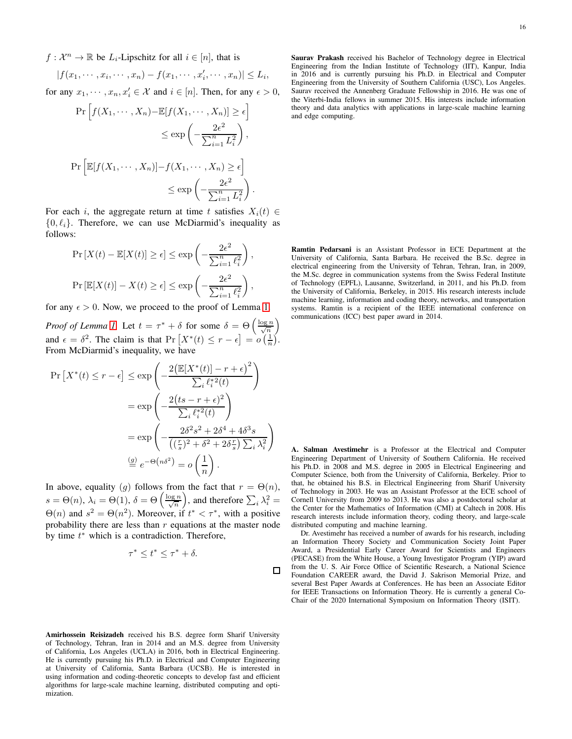$f : \mathcal{X}^n \to \mathbb{R}$ be $L_i$-Lipschitz for all $i \in [n]$, that is

$$|f(x_1, \cdots, x_i, \cdots, x_n) - f(x_1, \cdots, x_i', \cdots, x_n)| \leq L_i,$$

for any $x_1, \cdots, x_n, x_i' \in \mathcal{X}$ and $i \in [n]$. Then, for any $\epsilon > 0$,

$$\Pr\Big[f(X_1, \cdots, X_n) - \mathbb{E}[f(X_1, \cdots, X_n)] \geq \epsilon\Big] \leq \exp\left(-\frac{2\epsilon^2}{\sum_{i=1}^n L_i^2}\right),$$

$$\Pr\Big[\mathbb{E}[f(X_1, \cdots, X_n)] - f(X_1, \cdots, X_n) \geq \epsilon\Big] \leq \exp\left(-\frac{2\epsilon^2}{\sum_{i=1}^n L_i^2}\right).$$

For each $i$, the aggregate return at time $t$ satisfies $X_i(t) \in \{0, \ell_i\}$. Therefore, we can use McDiarmid's inequality as follows:

$$\Pr\left[X(t) - \mathbb{E}[X(t)] \geq \epsilon\right] \leq \exp\left(-\frac{2\epsilon^2}{\sum_{i=1}^n \ell_i^2}\right),$$

$$\Pr\left[\mathbb{E}[X(t)] - X(t) \geq \epsilon\right] \leq \exp\left(-\frac{2\epsilon^2}{\sum_{i=1}^n \ell_i^2}\right),$$

for any $\epsilon > 0$. Now, we proceed to the proof of Lemma 1.

*Proof of Lemma 1.* Let $t = \tau^* + \delta$ for some $\delta = \Theta\left(\frac{\log n}{\sqrt{n}}\right)$ and $\epsilon = \delta^2$. The claim is that $\Pr\left[X^*(t) \leq r - \epsilon\right] = o\left(\frac{1}{n}\right)$. From McDiarmid's inequality, we have

$$\begin{aligned}
\Pr\left[X^*(t) \leq r - \epsilon\right] &\leq \exp\left(-\frac{2\big(\mathbb{E}[X^*(t)] - r + \epsilon\big)^2}{\sum_i \ell_i^{*2}(t)}\right) \\
&= \exp\left(-\frac{2\big(ts - r + \epsilon\big)^2}{\sum_i \ell_i^{*2}(t)}\right) \\
&= \exp\left(-\frac{2\delta^2 s^2 + 2\delta^4 + 4\delta^3 s}{\big((\frac{r}{s})^2 + \delta^2 + 2\delta\frac{r}{s}\big)\sum_i \lambda_i^2}\right) \\
&\stackrel{(g)}{=} e^{-\Theta\left(n\delta^2\right)} = o\left(\frac{1}{n}\right).
\end{aligned}$$

In above, equality $(g)$ follows from the fact that $r = \Theta(n)$, $s = \Theta(n)$, $\lambda_i = \Theta(1)$, $\delta = \Theta\left(\frac{\log n}{\sqrt{n}}\right)$, and therefore $\sum_i \lambda_i^2 = \Theta(n)$ and $s^2 = \Theta(n^2)$. Moreover, if $t^* < \tau^*$, with a positive probability there are less than $r$ equations at the master node by time $t^*$ which is a contradiction. Therefore,

$$\tau^* \leq t^* \leq \tau^* + \delta.$$

□

**Amirhossein Reisizadeh** received his B.S. degree form Sharif University of Technology, Tehran, Iran in 2014 and an M.S. degree from University of California, Los Angeles (UCLA) in 2016, both in Electrical Engineering. He is currently pursuing his Ph.D. in Electrical and Computer Engineering at University of California, Santa Barbara (UCSB). He is interested in using information and coding-theoretic concepts to develop fast and efficient algorithms for large-scale machine learning, distributed computing and optimization.

**Saurav Prakash** received his Bachelor of Technology degree in Electrical Engineering from the Indian Institute of Technology (IIT), Kanpur, India in 2016 and is currently pursuing his Ph.D. in Electrical and Computer Engineering from the University of Southern California (USC), Los Angeles. Saurav received the Annenberg Graduate Fellowship in 2016. He was one of the Viterbi-India fellows in summer 2015. His interests include information theory and data analytics with applications in large-scale machine learning and edge computing.

**Ramtin Pedarsani** is an Assistant Professor in ECE Department at the University of California, Santa Barbara. He received the B.Sc. degree in electrical engineering from the University of Tehran, Tehran, Iran, in 2009, the M.Sc. degree in communication systems from the Swiss Federal Institute of Technology (EPFL), Lausanne, Switzerland, in 2011, and his Ph.D. from the University of California, Berkeley, in 2015. His research interests include machine learning, information and coding theory, networks, and transportation systems. Ramtin is a recipient of the IEEE international conference on communications (ICC) best paper award in 2014.

**A. Salman Avestimehr** is a Professor at the Electrical and Computer Engineering Department of University of Southern California. He received his Ph.D. in 2008 and M.S. degree in 2005 in Electrical Engineering and Computer Science, both from the University of California, Berkeley. Prior to that, he obtained his B.S. in Electrical Engineering from Sharif University of Technology in 2003. He was an Assistant Professor at the ECE school of Cornell University from 2009 to 2013. He was also a postdoctoral scholar at the Center for the Mathematics of Information (CMI) at Caltech in 2008. His research interests include information theory, coding theory, and large-scale distributed computing and machine learning.

Dr. Avestimehr has received a number of awards for his research, including an Information Theory Society and Communication Society Joint Paper Award, a Presidential Early Career Award for Scientists and Engineers (PECASE) from the White House, a Young Investigator Program (YIP) award from the U. S. Air Force Office of Scientific Research, a National Science Foundation CAREER award, the David J. Sakrison Memorial Prize, and several Best Paper Awards at Conferences. He has been an Associate Editor for IEEE Transactions on Information Theory. He is currently a general Co-Chair of the 2020 International Symposium on Information Theory (ISIT).